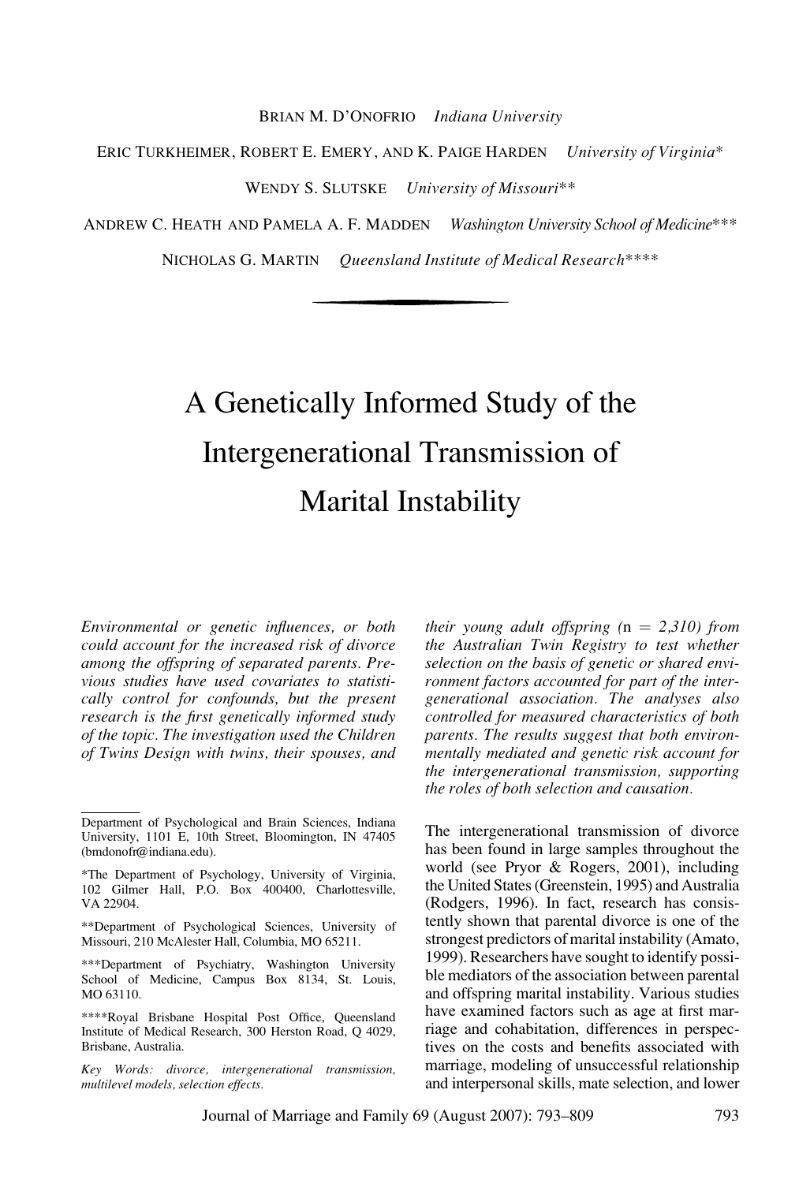Brian M. D'Onofrio *Indiana University*

Eric Turkheimer, Robert E. Emery, and K. Paige Harden *University of Virginia**

Wendy S. Slutske *University of Missouri***

Andrew C. Heath and Pamela A. F. Madden *Washington University School of Medicine****

Nicholas G. Martin *Queensland Institute of Medical Research*****

# A Genetically Informed Study of the Intergenerational Transmission of Marital Instability

*Environmental or genetic influences, or both could account for the increased risk of divorce among the offspring of separated parents. Previous studies have used covariates to statistically control for confounds, but the present research is the first genetically informed study of the topic. The investigation used the Children of Twins Design with twins, their spouses, and their young adult offspring (n = 2,310) from the Australian Twin Registry to test whether selection on the basis of genetic or shared environment factors accounted for part of the intergenerational association. The analyses also controlled for measured characteristics of both parents. The results suggest that both environmentally mediated and genetic risk account for the intergenerational transmission, supporting the roles of both selection and causation.*

Department of Psychological and Brain Sciences, Indiana University, 1101 E, 10th Street, Bloomington, IN 47405 (bmdonofr@indiana.edu).

*The Department of Psychology, University of Virginia, 102 Gilmer Hall, P.O. Box 400400, Charlottesville, VA 22904.

**Department of Psychological Sciences, University of Missouri, 210 McAlester Hall, Columbia, MO 65211.

***Department of Psychiatry, Washington University School of Medicine, Campus Box 8134, St. Louis, MO 63110.

****Royal Brisbane Hospital Post Office, Queensland Institute of Medical Research, 300 Herston Road, Q 4029, Brisbane, Australia.

*Key Words: divorce, intergenerational transmission, multilevel models, selection effects.*

The intergenerational transmission of divorce has been found in large samples throughout the world (see Pryor & Rogers, 2001), including the United States (Greenstein, 1995) and Australia (Rodgers, 1996). In fact, research has consistently shown that parental divorce is one of the strongest predictors of marital instability (Amato, 1999). Researchers have sought to identify possible mediators of the association between parental and offspring marital instability. Various studies have examined factors such as age at first marriage and cohabitation, differences in perspectives on the costs and benefits associated with marriage, modeling of unsuccessful relationship and interpersonal skills, mate selection, and lower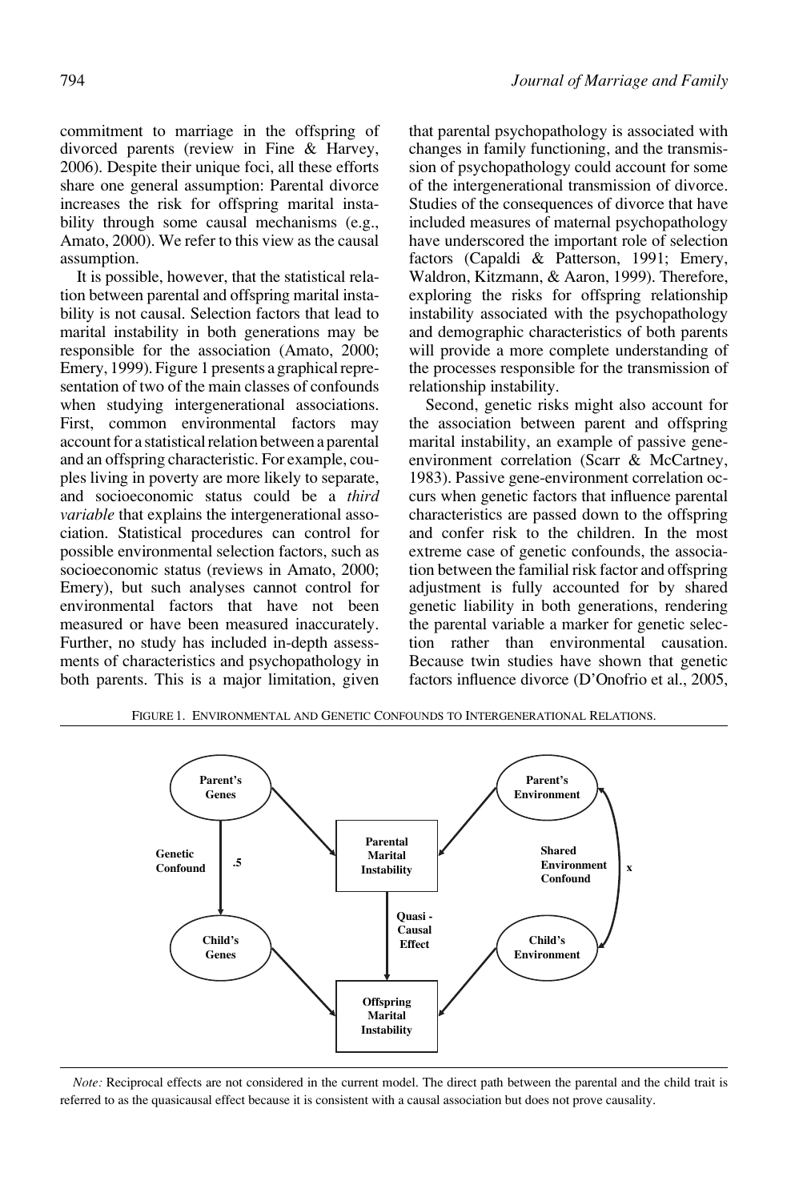commitment to marriage in the offspring of divorced parents (review in Fine & Harvey, 2006). Despite their unique foci, all these efforts share one general assumption: Parental divorce increases the risk for offspring marital instability through some causal mechanisms (e.g., Amato, 2000). We refer to this view as the causal assumption.

It is possible, however, that the statistical relation between parental and offspring marital instability is not causal. Selection factors that lead to marital instability in both generations may be responsible for the association (Amato, 2000; Emery, 1999). Figure 1 presents a graphical representation of two of the main classes of confounds when studying intergenerational associations. First, common environmental factors may account for a statistical relation between a parental and an offspring characteristic. For example, couples living in poverty are more likely to separate, and socioeconomic status could be a *third variable* that explains the intergenerational association. Statistical procedures can control for possible environmental selection factors, such as socioeconomic status (reviews in Amato, 2000; Emery), but such analyses cannot control for environmental factors that have not been measured or have been measured inaccurately. Further, no study has included in-depth assessments of characteristics and psychopathology in both parents. This is a major limitation, given that parental psychopathology is associated with changes in family functioning, and the transmission of psychopathology could account for some of the intergenerational transmission of divorce. Studies of the consequences of divorce that have included measures of maternal psychopathology have underscored the important role of selection factors (Capaldi & Patterson, 1991; Emery, Waldron, Kitzmann, & Aaron, 1999). Therefore, exploring the risks for offspring relationship instability associated with the psychopathology and demographic characteristics of both parents will provide a more complete understanding of the processes responsible for the transmission of relationship instability.

Second, genetic risks might also account for the association between parent and offspring marital instability, an example of passive gene-environment correlation (Scarr & McCartney, 1983). Passive gene-environment correlation occurs when genetic factors that influence parental characteristics are passed down to the offspring and confer risk to the children. In the most extreme case of genetic confounds, the association between the familial risk factor and offspring adjustment is fully accounted for by shared genetic liability in both generations, rendering the parental variable a marker for genetic selection rather than environmental causation. Because twin studies have shown that genetic factors influence divorce (D'Onofrio et al., 2005,

FIGURE 1. ENVIRONMENTAL AND GENETIC CONFOUNDS TO INTERGENERATIONAL RELATIONS.

*Note:* Reciprocal effects are not considered in the current model. The direct path between the parental and the child trait is referred to as the quasicausal effect because it is consistent with a causal association but does not prove causality.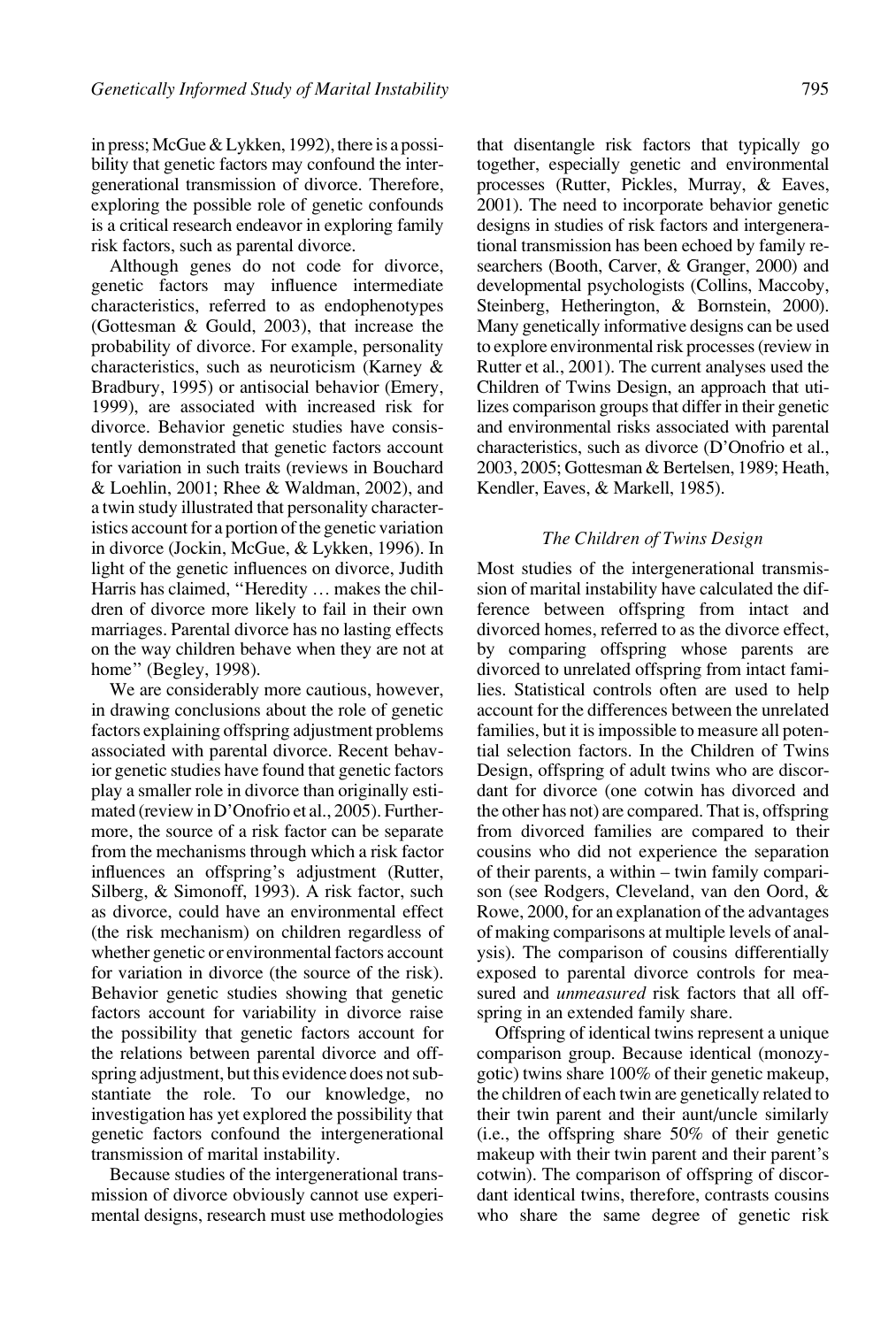in press; McGue & Lykken, 1992), there is a possibility that genetic factors may confound the intergenerational transmission of divorce. Therefore, exploring the possible role of genetic confounds is a critical research endeavor in exploring family risk factors, such as parental divorce.

Although genes do not code for divorce, genetic factors may influence intermediate characteristics, referred to as endophenotypes (Gottesman & Gould, 2003), that increase the probability of divorce. For example, personality characteristics, such as neuroticism (Karney & Bradbury, 1995) or antisocial behavior (Emery, 1999), are associated with increased risk for divorce. Behavior genetic studies have consistently demonstrated that genetic factors account for variation in such traits (reviews in Bouchard & Loehlin, 2001; Rhee & Waldman, 2002), and a twin study illustrated that personality characteristics account for a portion of the genetic variation in divorce (Jockin, McGue, & Lykken, 1996). In light of the genetic influences on divorce, Judith Harris has claimed, "Heredity … makes the children of divorce more likely to fail in their own marriages. Parental divorce has no lasting effects on the way children behave when they are not at home" (Begley, 1998).

We are considerably more cautious, however, in drawing conclusions about the role of genetic factors explaining offspring adjustment problems associated with parental divorce. Recent behavior genetic studies have found that genetic factors play a smaller role in divorce than originally estimated (review in D'Onofrio et al., 2005). Furthermore, the source of a risk factor can be separate from the mechanisms through which a risk factor influences an offspring's adjustment (Rutter, Silberg, & Simonoff, 1993). A risk factor, such as divorce, could have an environmental effect (the risk mechanism) on children regardless of whether genetic or environmental factors account for variation in divorce (the source of the risk). Behavior genetic studies showing that genetic factors account for variability in divorce raise the possibility that genetic factors account for the relations between parental divorce and offspring adjustment, but this evidence does not substantiate the role. To our knowledge, no investigation has yet explored the possibility that genetic factors confound the intergenerational transmission of marital instability.

Because studies of the intergenerational transmission of divorce obviously cannot use experimental designs, research must use methodologies that disentangle risk factors that typically go together, especially genetic and environmental processes (Rutter, Pickles, Murray, & Eaves, 2001). The need to incorporate behavior genetic designs in studies of risk factors and intergenerational transmission has been echoed by family researchers (Booth, Carver, & Granger, 2000) and developmental psychologists (Collins, Maccoby, Steinberg, Hetherington, & Bornstein, 2000). Many genetically informative designs can be used to explore environmental risk processes (review in Rutter et al., 2001). The current analyses used the Children of Twins Design, an approach that utilizes comparison groups that differ in their genetic and environmental risks associated with parental characteristics, such as divorce (D'Onofrio et al., 2003, 2005; Gottesman & Bertelsen, 1989; Heath, Kendler, Eaves, & Markell, 1985).

### *The Children of Twins Design*

Most studies of the intergenerational transmission of marital instability have calculated the difference between offspring from intact and divorced homes, referred to as the divorce effect, by comparing offspring whose parents are divorced to unrelated offspring from intact families. Statistical controls often are used to help account for the differences between the unrelated families, but it is impossible to measure all potential selection factors. In the Children of Twins Design, offspring of adult twins who are discordant for divorce (one cotwin has divorced and the other has not) are compared. That is, offspring from divorced families are compared to their cousins who did not experience the separation of their parents, a within – twin family comparison (see Rodgers, Cleveland, van den Oord, & Rowe, 2000, for an explanation of the advantages of making comparisons at multiple levels of analysis). The comparison of cousins differentially exposed to parental divorce controls for measured and *unmeasured* risk factors that all offspring in an extended family share.

Offspring of identical twins represent a unique comparison group. Because identical (monozygotic) twins share 100% of their genetic makeup, the children of each twin are genetically related to their twin parent and their aunt/uncle similarly (i.e., the offspring share 50% of their genetic makeup with their twin parent and their parent's cotwin). The comparison of offspring of discordant identical twins, therefore, contrasts cousins who share the same degree of genetic risk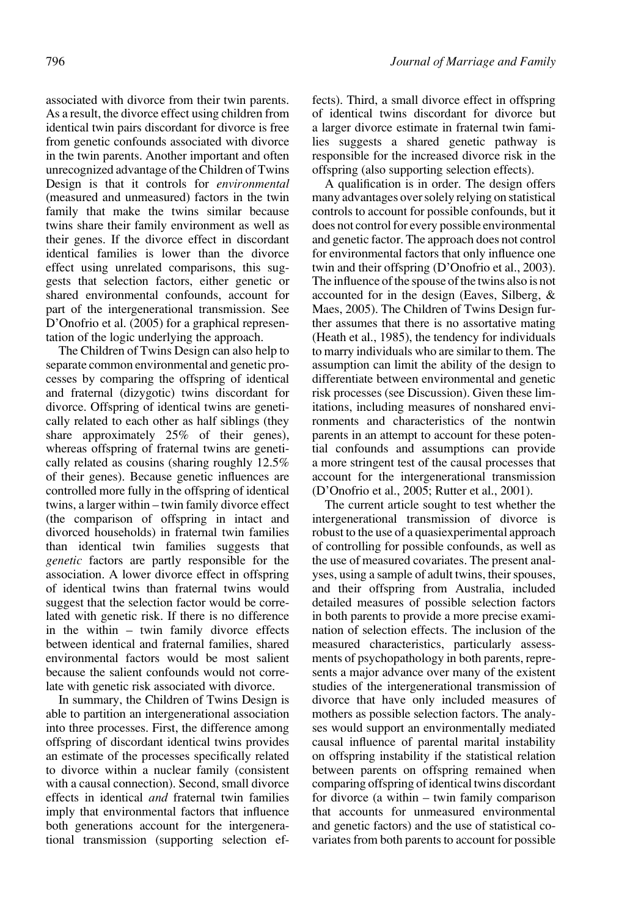associated with divorce from their twin parents. As a result, the divorce effect using children from identical twin pairs discordant for divorce is free from genetic confounds associated with divorce in the twin parents. Another important and often unrecognized advantage of the Children of Twins Design is that it controls for *environmental* (measured and unmeasured) factors in the twin family that make the twins similar because twins share their family environment as well as their genes. If the divorce effect in discordant identical families is lower than the divorce effect using unrelated comparisons, this suggests that selection factors, either genetic or shared environmental confounds, account for part of the intergenerational transmission. See D'Onofrio et al. (2005) for a graphical representation of the logic underlying the approach.

The Children of Twins Design can also help to separate common environmental and genetic processes by comparing the offspring of identical and fraternal (dizygotic) twins discordant for divorce. Offspring of identical twins are genetically related to each other as half siblings (they share approximately 25% of their genes), whereas offspring of fraternal twins are genetically related as cousins (sharing roughly 12.5% of their genes). Because genetic influences are controlled more fully in the offspring of identical twins, a larger within – twin family divorce effect (the comparison of offspring in intact and divorced households) in fraternal twin families than identical twin families suggests that *genetic* factors are partly responsible for the association. A lower divorce effect in offspring of identical twins than fraternal twins would suggest that the selection factor would be correlated with genetic risk. If there is no difference in the within – twin family divorce effects between identical and fraternal families, shared environmental factors would be most salient because the salient confounds would not correlate with genetic risk associated with divorce.

In summary, the Children of Twins Design is able to partition an intergenerational association into three processes. First, the difference among offspring of discordant identical twins provides an estimate of the processes specifically related to divorce within a nuclear family (consistent with a causal connection). Second, small divorce effects in identical *and* fraternal twin families imply that environmental factors that influence both generations account for the intergenerational transmission (supporting selection effects). Third, a small divorce effect in offspring of identical twins discordant for divorce but a larger divorce estimate in fraternal twin families suggests a shared genetic pathway is responsible for the increased divorce risk in the offspring (also supporting selection effects).

A qualification is in order. The design offers many advantages over solely relying on statistical controls to account for possible confounds, but it does not control for every possible environmental and genetic factor. The approach does not control for environmental factors that only influence one twin and their offspring (D'Onofrio et al., 2003). The influence of the spouse of the twins also is not accounted for in the design (Eaves, Silberg, & Maes, 2005). The Children of Twins Design further assumes that there is no assortative mating (Heath et al., 1985), the tendency for individuals to marry individuals who are similar to them. The assumption can limit the ability of the design to differentiate between environmental and genetic risk processes (see Discussion). Given these limitations, including measures of nonshared environments and characteristics of the nontwin parents in an attempt to account for these potential confounds and assumptions can provide a more stringent test of the causal processes that account for the intergenerational transmission (D'Onofrio et al., 2005; Rutter et al., 2001).

The current article sought to test whether the intergenerational transmission of divorce is robust to the use of a quasiexperimental approach of controlling for possible confounds, as well as the use of measured covariates. The present analyses, using a sample of adult twins, their spouses, and their offspring from Australia, included detailed measures of possible selection factors in both parents to provide a more precise examination of selection effects. The inclusion of the measured characteristics, particularly assessments of psychopathology in both parents, represents a major advance over many of the existent studies of the intergenerational transmission of divorce that have only included measures of mothers as possible selection factors. The analyses would support an environmentally mediated causal influence of parental marital instability on offspring instability if the statistical relation between parents on offspring remained when comparing offspring of identical twins discordant for divorce (a within – twin family comparison that accounts for unmeasured environmental and genetic factors) and the use of statistical covariates from both parents to account for possible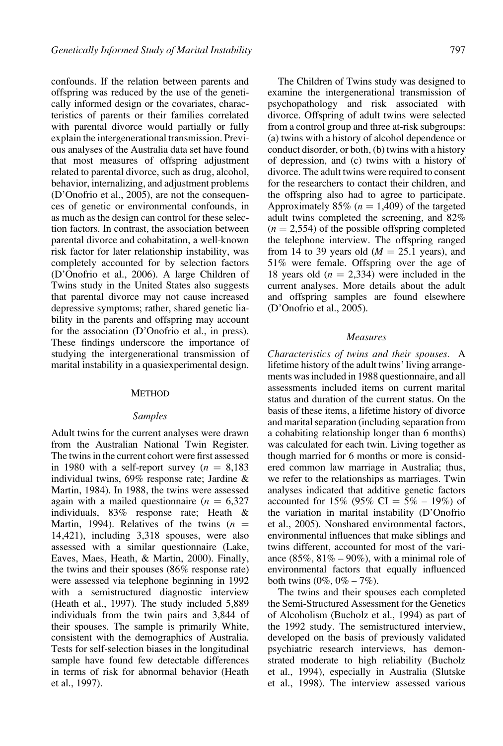confounds. If the relation between parents and offspring was reduced by the use of the genetically informed design or the covariates, characteristics of parents or their families correlated with parental divorce would partially or fully explain the intergenerational transmission. Previous analyses of the Australia data set have found that most measures of offspring adjustment related to parental divorce, such as drug, alcohol, behavior, internalizing, and adjustment problems (D'Onofrio et al., 2005), are not the consequences of genetic or environmental confounds, in as much as the design can control for these selection factors. In contrast, the association between parental divorce and cohabitation, a well-known risk factor for later relationship instability, was completely accounted for by selection factors (D'Onofrio et al., 2006). A large Children of Twins study in the United States also suggests that parental divorce may not cause increased depressive symptoms; rather, shared genetic liability in the parents and offspring may account for the association (D'Onofrio et al., in press). These findings underscore the importance of studying the intergenerational transmission of marital instability in a quasiexperimental design.

## METHOD

### Samples

Adult twins for the current analyses were drawn from the Australian National Twin Register. The twins in the current cohort were first assessed in 1980 with a self-report survey ($n$ = 8,183 individual twins, 69% response rate; Jardine & Martin, 1984). In 1988, the twins were assessed again with a mailed questionnaire ($n$ = 6,327 individuals, 83% response rate; Heath & Martin, 1994). Relatives of the twins ($n$ = 14,421), including 3,318 spouses, were also assessed with a similar questionnaire (Lake, Eaves, Maes, Heath, & Martin, 2000). Finally, the twins and their spouses (86% response rate) were assessed via telephone beginning in 1992 with a semistructured diagnostic interview (Heath et al., 1997). The study included 5,889 individuals from the twin pairs and 3,844 of their spouses. The sample is primarily White, consistent with the demographics of Australia. Tests for self-selection biases in the longitudinal sample have found few detectable differences in terms of risk for abnormal behavior (Heath et al., 1997).

The Children of Twins study was designed to examine the intergenerational transmission of psychopathology and risk associated with divorce. Offspring of adult twins were selected from a control group and three at-risk subgroups: (a) twins with a history of alcohol dependence or conduct disorder, or both, (b) twins with a history of depression, and (c) twins with a history of divorce. The adult twins were required to consent for the researchers to contact their children, and the offspring also had to agree to participate. Approximately 85% ($n$ = 1,409) of the targeted adult twins completed the screening, and 82% ($n$ = 2,554) of the possible offspring completed the telephone interview. The offspring ranged from 14 to 39 years old ($M$ = 25.1 years), and 51% were female. Offspring over the age of 18 years old ($n$ = 2,334) were included in the current analyses. More details about the adult and offspring samples are found elsewhere (D'Onofrio et al., 2005).

### Measures

*Characteristics of twins and their spouses.* A lifetime history of the adult twins' living arrangements was included in 1988 questionnaire, and all assessments included items on current marital status and duration of the current status. On the basis of these items, a lifetime history of divorce and marital separation (including separation from a cohabiting relationship longer than 6 months) was calculated for each twin. Living together as though married for 6 months or more is considered common law marriage in Australia; thus, we refer to the relationships as marriages. Twin analyses indicated that additive genetic factors accounted for 15% (95% CI = 5% – 19%) of the variation in marital instability (D'Onofrio et al., 2005). Nonshared environmental factors, environmental influences that make siblings and twins different, accounted for most of the variance (85%, 81% – 90%), with a minimal role of environmental factors that equally influenced both twins (0%, 0% – 7%).

The twins and their spouses each completed the Semi-Structured Assessment for the Genetics of Alcoholism (Bucholz et al., 1994) as part of the 1992 study. The semistructured interview, developed on the basis of previously validated psychiatric research interviews, has demonstrated moderate to high reliability (Bucholz et al., 1994), especially in Australia (Slutske et al., 1998). The interview assessed various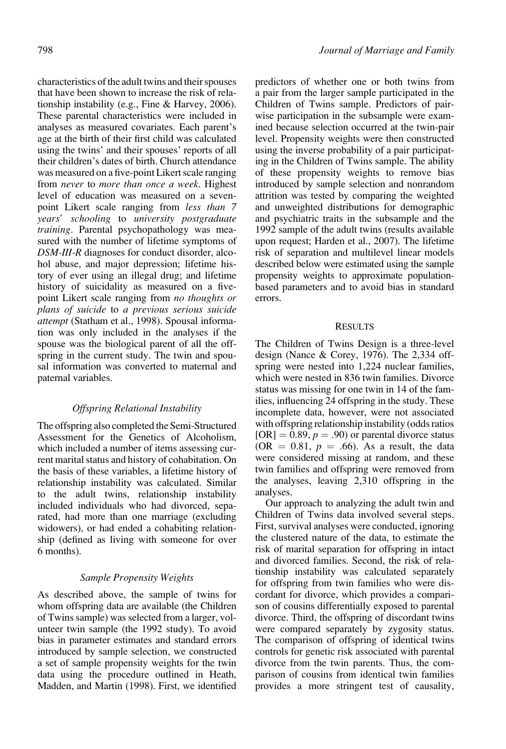characteristics of the adult twins and their spouses that have been shown to increase the risk of relationship instability (e.g., Fine & Harvey, 2006). These parental characteristics were included in analyses as measured covariates. Each parent's age at the birth of their first child was calculated using the twins' and their spouses' reports of all their children's dates of birth. Church attendance was measured on a five-point Likert scale ranging from *never* to *more than once a week*. Highest level of education was measured on a seven-point Likert scale ranging from *less than 7 years' schooling* to *university postgraduate training*. Parental psychopathology was measured with the number of lifetime symptoms of *DSM-III-R* diagnoses for conduct disorder, alcohol abuse, and major depression; lifetime history of ever using an illegal drug; and lifetime history of suicidality as measured on a five-point Likert scale ranging from *no thoughts or plans of suicide* to *a previous serious suicide attempt* (Statham et al., 1998). Spousal information was only included in the analyses if the spouse was the biological parent of all the offspring in the current study. The twin and spousal information was converted to maternal and paternal variables.

### *Offspring Relational Instability*

The offspring also completed the Semi-Structured Assessment for the Genetics of Alcoholism, which included a number of items assessing current marital status and history of cohabitation. On the basis of these variables, a lifetime history of relationship instability was calculated. Similar to the adult twins, relationship instability included individuals who had divorced, separated, had more than one marriage (excluding widowers), or had ended a cohabiting relationship (defined as living with someone for over 6 months).

### *Sample Propensity Weights*

As described above, the sample of twins for whom offspring data are available (the Children of Twins sample) was selected from a larger, volunteer twin sample (the 1992 study). To avoid bias in parameter estimates and standard errors introduced by sample selection, we constructed a set of sample propensity weights for the twin data using the procedure outlined in Heath, Madden, and Martin (1998). First, we identified predictors of whether one or both twins from a pair from the larger sample participated in the Children of Twins sample. Predictors of pairwise participation in the subsample were examined because selection occurred at the twin-pair level. Propensity weights were then constructed using the inverse probability of a pair participating in the Children of Twins sample. The ability of these propensity weights to remove bias introduced by sample selection and nonrandom attrition was tested by comparing the weighted and unweighted distributions for demographic and psychiatric traits in the subsample and the 1992 sample of the adult twins (results available upon request; Harden et al., 2007). The lifetime risk of separation and multilevel linear models described below were estimated using the sample propensity weights to approximate population-based parameters and to avoid bias in standard errors.

## Results

The Children of Twins Design is a three-level design (Nance & Corey, 1976). The 2,334 offspring were nested into 1,224 nuclear families, which were nested in 836 twin families. Divorce status was missing for one twin in 14 of the families, influencing 24 offspring in the study. These incomplete data, however, were not associated with offspring relationship instability (odds ratios [OR] $= 0.89$, $p = .90$) or parental divorce status (OR $= 0.81$, $p = .66$). As a result, the data were considered missing at random, and these twin families and offspring were removed from the analyses, leaving 2,310 offspring in the analyses.

Our approach to analyzing the adult twin and Children of Twins data involved several steps. First, survival analyses were conducted, ignoring the clustered nature of the data, to estimate the risk of marital separation for offspring in intact and divorced families. Second, the risk of relationship instability was calculated separately for offspring from twin families who were discordant for divorce, which provides a comparison of cousins differentially exposed to parental divorce. Third, the offspring of discordant twins were compared separately by zygosity status. The comparison of offspring of identical twins controls for genetic risk associated with parental divorce from the twin parents. Thus, the comparison of cousins from identical twin families provides a more stringent test of causality,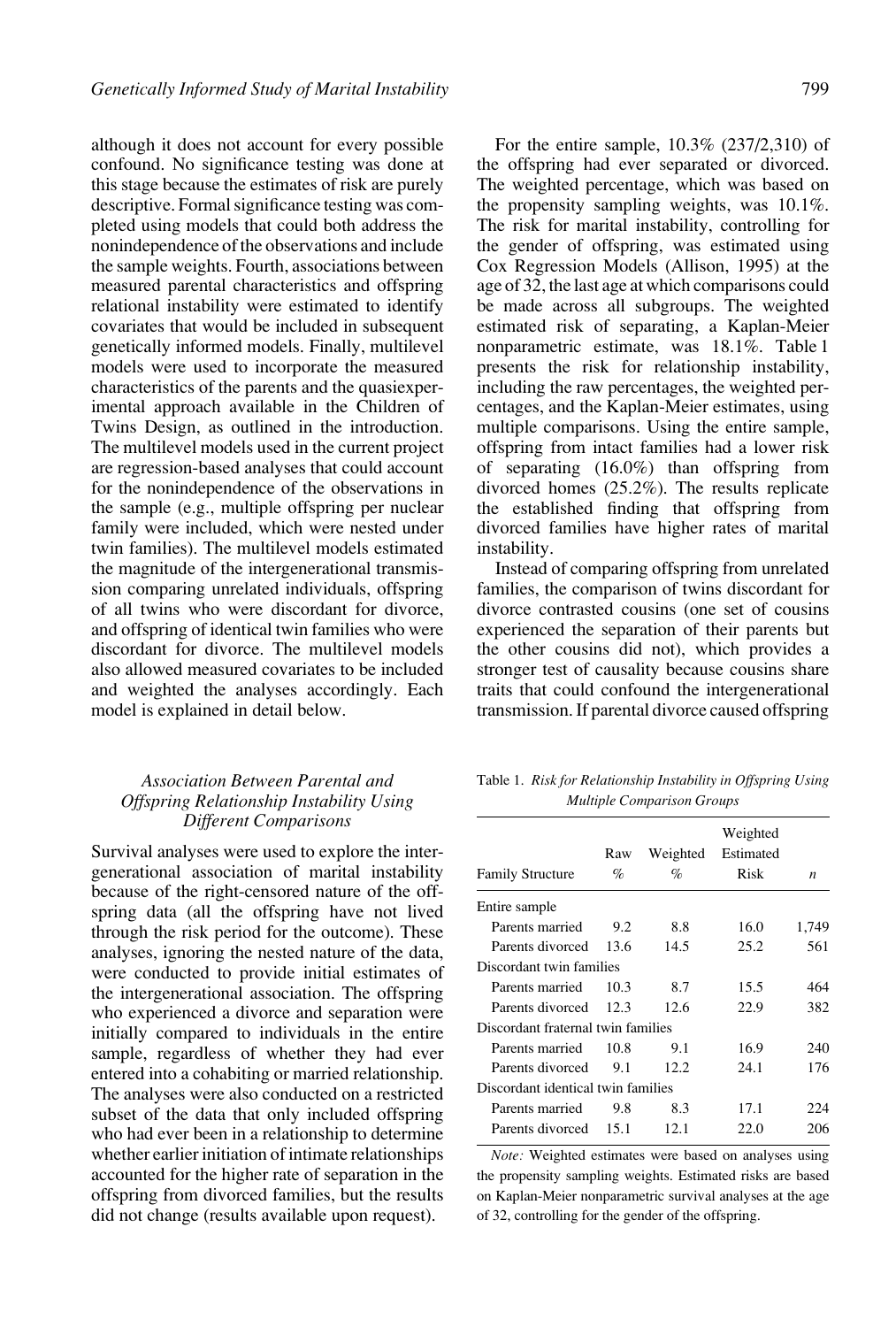although it does not account for every possible confound. No significance testing was done at this stage because the estimates of risk are purely descriptive. Formal significance testing was completed using models that could both address the nonindependence of the observations and include the sample weights. Fourth, associations between measured parental characteristics and offspring relational instability were estimated to identify covariates that would be included in subsequent genetically informed models. Finally, multilevel models were used to incorporate the measured characteristics of the parents and the quasiexperimental approach available in the Children of Twins Design, as outlined in the introduction. The multilevel models used in the current project are regression-based analyses that could account for the nonindependence of the observations in the sample (e.g., multiple offspring per nuclear family were included, which were nested under twin families). The multilevel models estimated the magnitude of the intergenerational transmission comparing unrelated individuals, offspring of all twins who were discordant for divorce, and offspring of identical twin families who were discordant for divorce. The multilevel models also allowed measured covariates to be included and weighted the analyses accordingly. Each model is explained in detail below.

### *Association Between Parental and Offspring Relationship Instability Using Different Comparisons*

Survival analyses were used to explore the intergenerational association of marital instability because of the right-censored nature of the offspring data (all the offspring have not lived through the risk period for the outcome). These analyses, ignoring the nested nature of the data, were conducted to provide initial estimates of the intergenerational association. The offspring who experienced a divorce and separation were initially compared to individuals in the entire sample, regardless of whether they had ever entered into a cohabiting or married relationship. The analyses were also conducted on a restricted subset of the data that only included offspring who had ever been in a relationship to determine whether earlier initiation of intimate relationships accounted for the higher rate of separation in the offspring from divorced families, but the results did not change (results available upon request).

For the entire sample, 10.3% (237/2,310) of the offspring had ever separated or divorced. The weighted percentage, which was based on the propensity sampling weights, was 10.1%. The risk for marital instability, controlling for the gender of offspring, was estimated using Cox Regression Models (Allison, 1995) at the age of 32, the last age at which comparisons could be made across all subgroups. The weighted estimated risk of separating, a Kaplan-Meier nonparametric estimate, was 18.1%. Table 1 presents the risk for relationship instability, including the raw percentages, the weighted percentages, and the Kaplan-Meier estimates, using multiple comparisons. Using the entire sample, offspring from intact families had a lower risk of separating (16.0%) than offspring from divorced homes (25.2%). The results replicate the established finding that offspring from divorced families have higher rates of marital instability.

Instead of comparing offspring from unrelated families, the comparison of twins discordant for divorce contrasted cousins (one set of cousins experienced the separation of their parents but the other cousins did not), which provides a stronger test of causality because cousins share traits that could confound the intergenerational transmission. If parental divorce caused offspring

Table 1. *Risk for Relationship Instability in Offspring Using Multiple Comparison Groups*

| Family Structure | Raw % | Weighted % | Weighted Estimated Risk | *n* |
|---|---|---|---|---|
| Entire sample | | | | |
| Parents married | 9.2 | 8.8 | 16.0 | 1,749 |
| Parents divorced | 13.6 | 14.5 | 25.2 | 561 |
| Discordant twin families | | | | |
| Parents married | 10.3 | 8.7 | 15.5 | 464 |
| Parents divorced | 12.3 | 12.6 | 22.9 | 382 |
| Discordant fraternal twin families | | | | |
| Parents married | 10.8 | 9.1 | 16.9 | 240 |
| Parents divorced | 9.1 | 12.2 | 24.1 | 176 |
| Discordant identical twin families | | | | |
| Parents married | 9.8 | 8.3 | 17.1 | 224 |
| Parents divorced | 15.1 | 12.1 | 22.0 | 206 |

*Note:* Weighted estimates were based on analyses using the propensity sampling weights. Estimated risks are based on Kaplan-Meier nonparametric survival analyses at the age of 32, controlling for the gender of the offspring.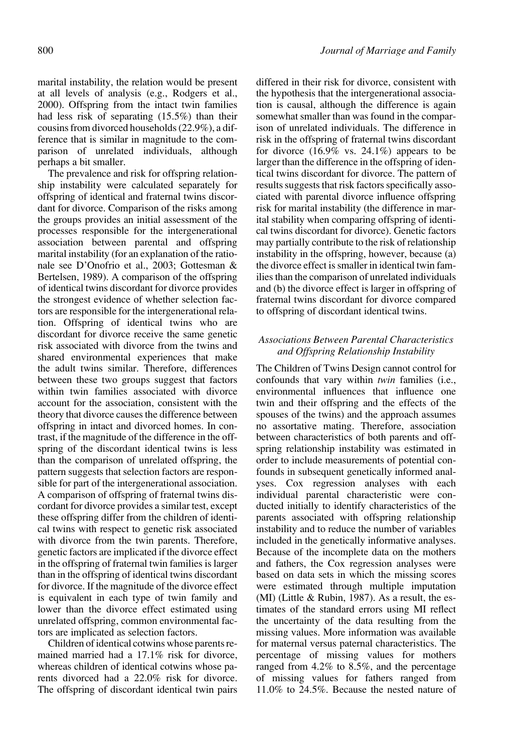marital instability, the relation would be present at all levels of analysis (e.g., Rodgers et al., 2000). Offspring from the intact twin families had less risk of separating (15.5%) than their cousins from divorced households (22.9%), a difference that is similar in magnitude to the comparison of unrelated individuals, although perhaps a bit smaller.

The prevalence and risk for offspring relationship instability were calculated separately for offspring of identical and fraternal twins discordant for divorce. Comparison of the risks among the groups provides an initial assessment of the processes responsible for the intergenerational association between parental and offspring marital instability (for an explanation of the rationale see D'Onofrio et al., 2003; Gottesman & Bertelsen, 1989). A comparison of the offspring of identical twins discordant for divorce provides the strongest evidence of whether selection factors are responsible for the intergenerational relation. Offspring of identical twins who are discordant for divorce receive the same genetic risk associated with divorce from the twins and shared environmental experiences that make the adult twins similar. Therefore, differences between these two groups suggest that factors within twin families associated with divorce account for the association, consistent with the theory that divorce causes the difference between offspring in intact and divorced homes. In contrast, if the magnitude of the difference in the offspring of the discordant identical twins is less than the comparison of unrelated offspring, the pattern suggests that selection factors are responsible for part of the intergenerational association. A comparison of offspring of fraternal twins discordant for divorce provides a similar test, except these offspring differ from the children of identical twins with respect to genetic risk associated with divorce from the twin parents. Therefore, genetic factors are implicated if the divorce effect in the offspring of fraternal twin families is larger than in the offspring of identical twins discordant for divorce. If the magnitude of the divorce effect is equivalent in each type of twin family and lower than the divorce effect estimated using unrelated offspring, common environmental factors are implicated as selection factors.

Children of identical cotwins whose parents remained married had a 17.1% risk for divorce, whereas children of identical cotwins whose parents divorced had a 22.0% risk for divorce. The offspring of discordant identical twin pairs differed in their risk for divorce, consistent with the hypothesis that the intergenerational association is causal, although the difference is again somewhat smaller than was found in the comparison of unrelated individuals. The difference in risk in the offspring of fraternal twins discordant for divorce (16.9% vs. 24.1%) appears to be larger than the difference in the offspring of identical twins discordant for divorce. The pattern of results suggests that risk factors specifically associated with parental divorce influence offspring risk for marital instability (the difference in marital stability when comparing offspring of identical twins discordant for divorce). Genetic factors may partially contribute to the risk of relationship instability in the offspring, however, because (a) the divorce effect is smaller in identical twin families than the comparison of unrelated individuals and (b) the divorce effect is larger in offspring of fraternal twins discordant for divorce compared to offspring of discordant identical twins.

### *Associations Between Parental Characteristics and Offspring Relationship Instability*

The Children of Twins Design cannot control for confounds that vary within *twin* families (i.e., environmental influences that influence one twin and their offspring and the effects of the spouses of the twins) and the approach assumes no assortative mating. Therefore, association between characteristics of both parents and offspring relationship instability was estimated in order to include measurements of potential confounds in subsequent genetically informed analyses. Cox regression analyses with each individual parental characteristic were conducted initially to identify characteristics of the parents associated with offspring relationship instability and to reduce the number of variables included in the genetically informative analyses. Because of the incomplete data on the mothers and fathers, the Cox regression analyses were based on data sets in which the missing scores were estimated through multiple imputation (MI) (Little & Rubin, 1987). As a result, the estimates of the standard errors using MI reflect the uncertainty of the data resulting from the missing values. More information was available for maternal versus paternal characteristics. The percentage of missing values for mothers ranged from 4.2% to 8.5%, and the percentage of missing values for fathers ranged from 11.0% to 24.5%. Because the nested nature of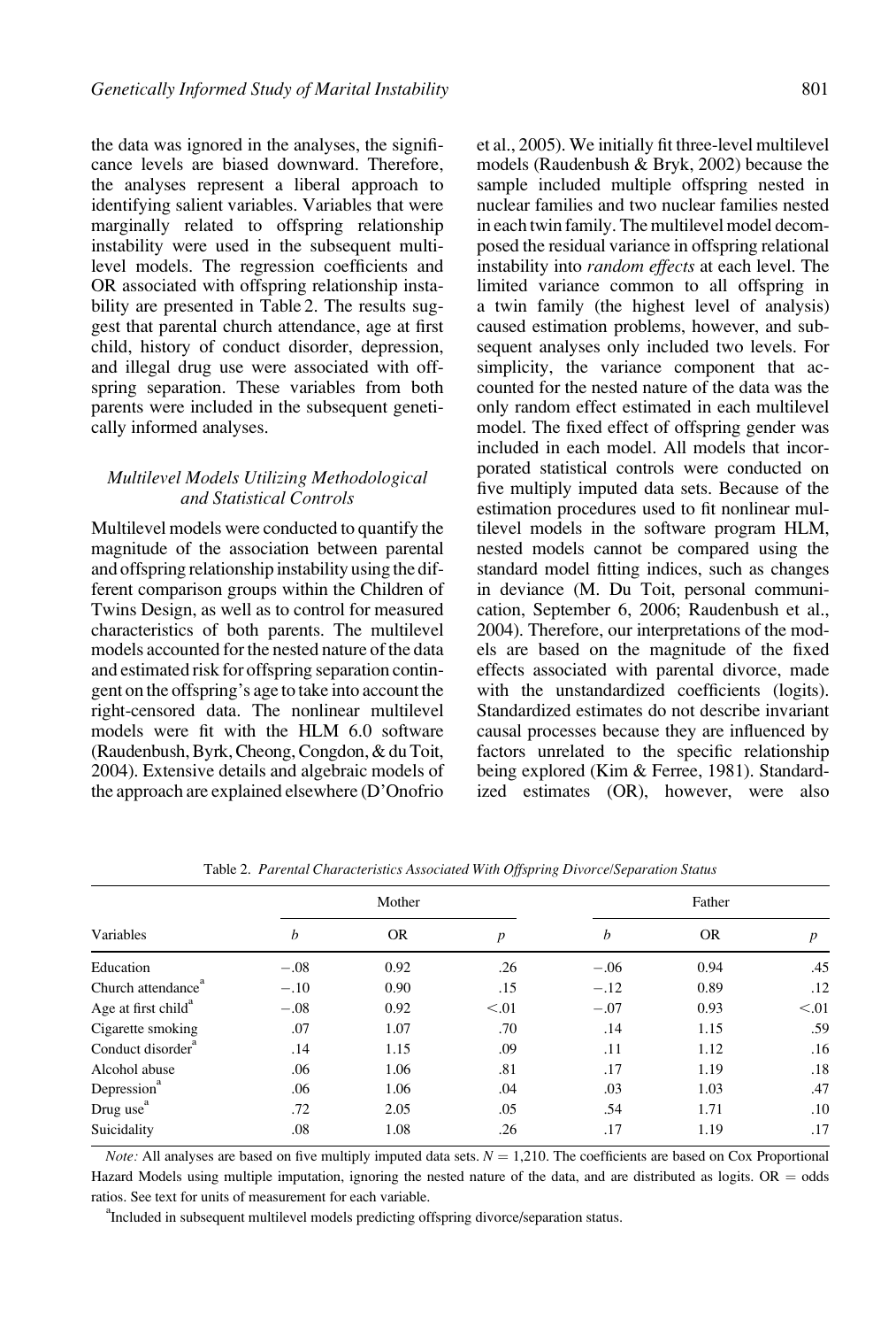the data was ignored in the analyses, the significance levels are biased downward. Therefore, the analyses represent a liberal approach to identifying salient variables. Variables that were marginally related to offspring relationship instability were used in the subsequent multilevel models. The regression coefficients and OR associated with offspring relationship instability are presented in Table 2. The results suggest that parental church attendance, age at first child, history of conduct disorder, depression, and illegal drug use were associated with offspring separation. These variables from both parents were included in the subsequent genetically informed analyses.

### *Multilevel Models Utilizing Methodological and Statistical Controls*

Multilevel models were conducted to quantify the magnitude of the association between parental and offspring relationship instability using the different comparison groups within the Children of Twins Design, as well as to control for measured characteristics of both parents. The multilevel models accounted for the nested nature of the data and estimated risk for offspring separation contingent on the offspring's age to take into account the right-censored data. The nonlinear multilevel models were fit with the HLM 6.0 software (Raudenbush, Byrk, Cheong, Congdon, & du Toit, 2004). Extensive details and algebraic models of the approach are explained elsewhere (D'Onofrio et al., 2005). We initially fit three-level multilevel models (Raudenbush & Bryk, 2002) because the sample included multiple offspring nested in nuclear families and two nuclear families nested in each twin family. The multilevel model decomposed the residual variance in offspring relational instability into *random effects* at each level. The limited variance common to all offspring in a twin family (the highest level of analysis) caused estimation problems, however, and subsequent analyses only included two levels. For simplicity, the variance component that accounted for the nested nature of the data was the only random effect estimated in each multilevel model. The fixed effect of offspring gender was included in each model. All models that incorporated statistical controls were conducted on five multiply imputed data sets. Because of the estimation procedures used to fit nonlinear multilevel models in the software program HLM, nested models cannot be compared using the standard model fitting indices, such as changes in deviance (M. Du Toit, personal communication, September 6, 2006; Raudenbush et al., 2004). Therefore, our interpretations of the models are based on the magnitude of the fixed effects associated with parental divorce, made with the unstandardized coefficients (logits). Standardized estimates do not describe invariant causal processes because they are influenced by factors unrelated to the specific relationship being explored (Kim & Ferree, 1981). Standardized estimates (OR), however, were also

Table 2. *Parental Characteristics Associated With Offspring Divorce/Separation Status*

| Variables | Mother | | | Father | | |
|---|---|---|---|---|---|---|
| | $b$ | OR | $p$ | $b$ | OR | $p$ |
| Education | −.08 | 0.92 | .26 | −.06 | 0.94 | .45 |
| Church attendance[a] | −.10 | 0.90 | .15 | −.12 | 0.89 | .12 |
| Age at first child[a] | −.08 | 0.92 | <.01 | −.07 | 0.93 | <.01 |
| Cigarette smoking | .07 | 1.07 | .70 | .14 | 1.15 | .59 |
| Conduct disorder[a] | .14 | 1.15 | .09 | .11 | 1.12 | .16 |
| Alcohol abuse | .06 | 1.06 | .81 | .17 | 1.19 | .18 |
| Depression[a] | .06 | 1.06 | .04 | .03 | 1.03 | .47 |
| Drug use[a] | .72 | 2.05 | .05 | .54 | 1.71 | .10 |
| Suicidality | .08 | 1.08 | .26 | .17 | 1.19 | .17 |

*Note:* All analyses are based on five multiply imputed data sets. $N = 1{,}210$. The coefficients are based on Cox Proportional Hazard Models using multiple imputation, ignoring the nested nature of the data, and are distributed as logits. OR = odds ratios. See text for units of measurement for each variable.

[a]Included in subsequent multilevel models predicting offspring divorce/separation status.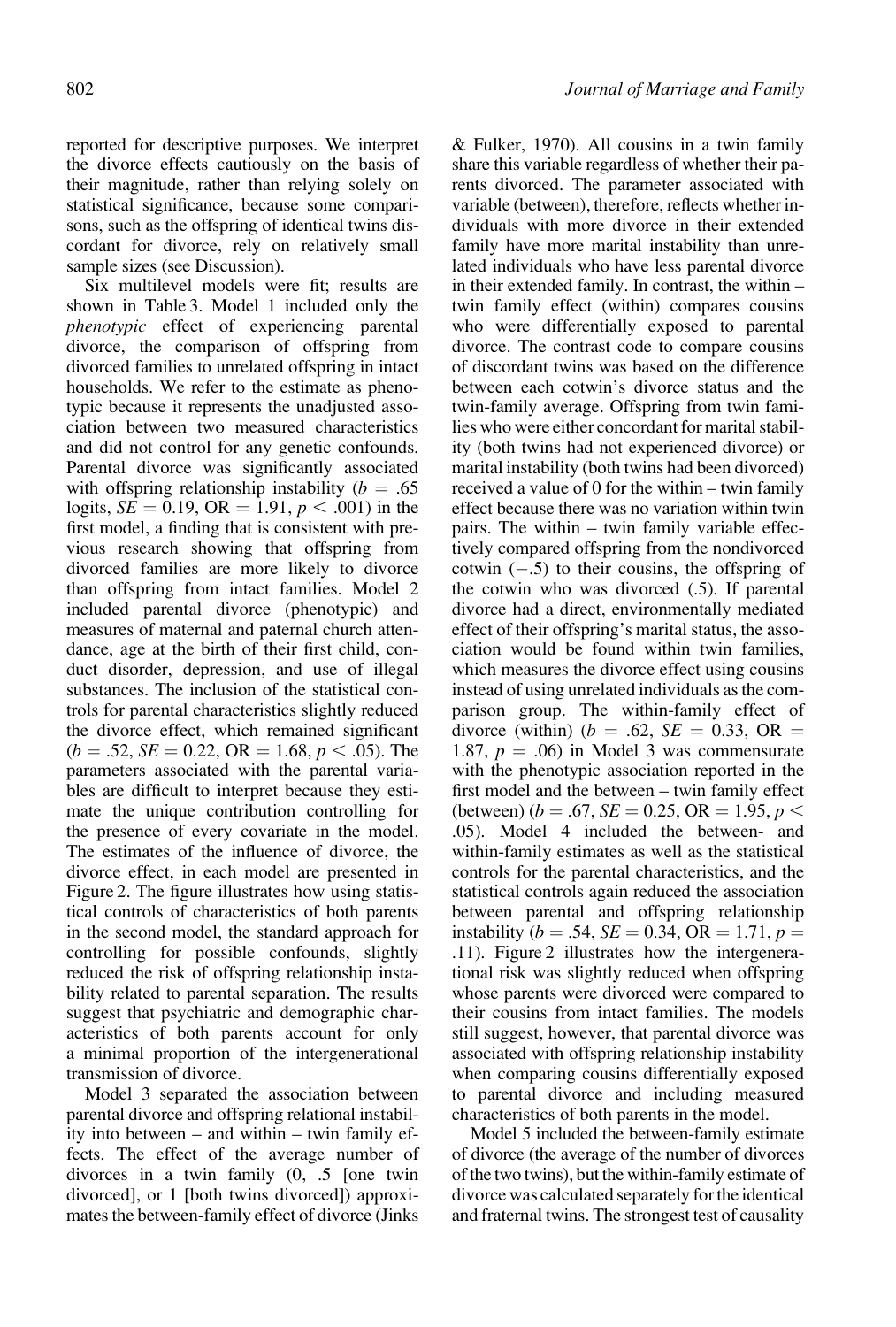reported for descriptive purposes. We interpret the divorce effects cautiously on the basis of their magnitude, rather than relying solely on statistical significance, because some comparisons, such as the offspring of identical twins discordant for divorce, rely on relatively small sample sizes (see Discussion).

Six multilevel models were fit; results are shown in Table 3. Model 1 included only the *phenotypic* effect of experiencing parental divorce, the comparison of offspring from divorced families to unrelated offspring in intact households. We refer to the estimate as phenotypic because it represents the unadjusted association between two measured characteristics and did not control for any genetic confounds. Parental divorce was significantly associated with offspring relationship instability ($b = .65$ logits, $SE = 0.19$, OR $= 1.91$, $p < .001$) in the first model, a finding that is consistent with previous research showing that offspring from divorced families are more likely to divorce than offspring from intact families. Model 2 included parental divorce (phenotypic) and measures of maternal and paternal church attendance, age at the birth of their first child, conduct disorder, depression, and use of illegal substances. The inclusion of the statistical controls for parental characteristics slightly reduced the divorce effect, which remained significant ($b = .52$, $SE = 0.22$, OR $= 1.68$, $p < .05$). The parameters associated with the parental variables are difficult to interpret because they estimate the unique contribution controlling for the presence of every covariate in the model. The estimates of the influence of divorce, the divorce effect, in each model are presented in Figure 2. The figure illustrates how using statistical controls of characteristics of both parents in the second model, the standard approach for controlling for possible confounds, slightly reduced the risk of offspring relationship instability related to parental separation. The results suggest that psychiatric and demographic characteristics of both parents account for only a minimal proportion of the intergenerational transmission of divorce.

Model 3 separated the association between parental divorce and offspring relational instability into between – and within – twin family effects. The effect of the average number of divorces in a twin family (0, .5 [one twin divorced], or 1 [both twins divorced]) approximates the between-family effect of divorce (Jinks & Fulker, 1970). All cousins in a twin family share this variable regardless of whether their parents divorced. The parameter associated with variable (between), therefore, reflects whether individuals with more divorce in their extended family have more marital instability than unrelated individuals who have less parental divorce in their extended family. In contrast, the within – twin family effect (within) compares cousins who were differentially exposed to parental divorce. The contrast code to compare cousins of discordant twins was based on the difference between each cotwin's divorce status and the twin-family average. Offspring from twin families who were either concordant for marital stability (both twins had not experienced divorce) or marital instability (both twins had been divorced) received a value of 0 for the within – twin family effect because there was no variation within twin pairs. The within – twin family variable effectively compared offspring from the nondivorced cotwin (−.5) to their cousins, the offspring of the cotwin who was divorced (.5). If parental divorce had a direct, environmentally mediated effect of their offspring's marital status, the association would be found within twin families, which measures the divorce effect using cousins instead of using unrelated individuals as the comparison group. The within-family effect of divorce (within) ($b = .62$, $SE = 0.33$, OR $=$ 1.87, $p = .06$) in Model 3 was commensurate with the phenotypic association reported in the first model and the between – twin family effect (between) ($b = .67$, $SE = 0.25$, OR $= 1.95$, $p <$ .05). Model 4 included the between- and within-family estimates as well as the statistical controls for the parental characteristics, and the statistical controls again reduced the association between parental and offspring relationship instability ($b = .54$, $SE = 0.34$, OR $= 1.71$, $p =$ .11). Figure 2 illustrates how the intergenerational risk was slightly reduced when offspring whose parents were divorced were compared to their cousins from intact families. The models still suggest, however, that parental divorce was associated with offspring relationship instability when comparing cousins differentially exposed to parental divorce and including measured characteristics of both parents in the model.

Model 5 included the between-family estimate of divorce (the average of the number of divorces of the two twins), but the within-family estimate of divorce was calculated separately for the identical and fraternal twins. The strongest test of causality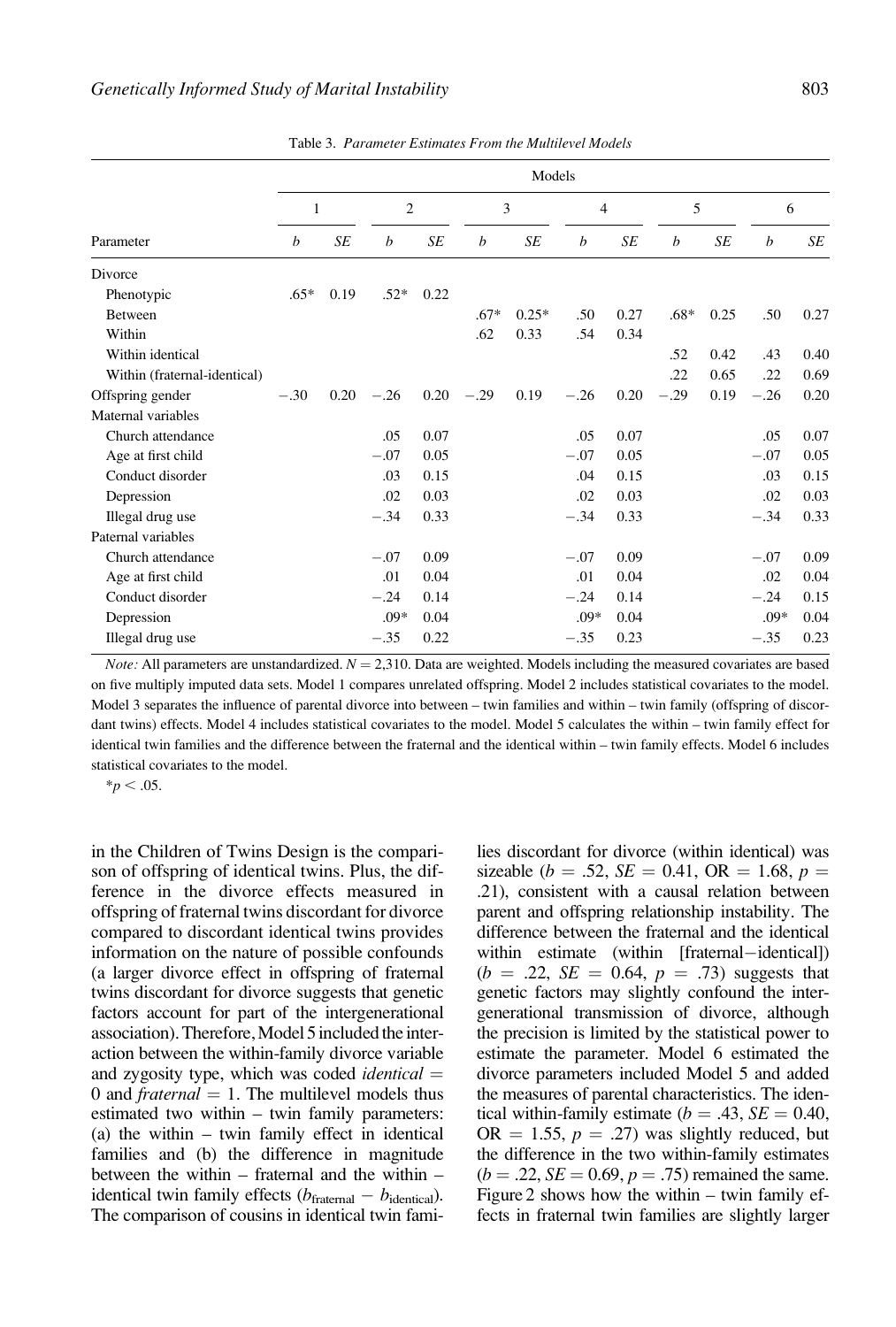Table 3. *Parameter Estimates From the Multilevel Models*

| | Models | | | | | | | | | | | |
|---|---|---|---|---|---|---|---|---|---|---|---|---|
| | 1 | | 2 | | 3 | | 4 | | 5 | | 6 | |
| Parameter | *b* | *SE* | *b* | *SE* | *b* | *SE* | *b* | *SE* | *b* | *SE* | *b* | *SE* |
| Divorce | | | | | | | | | | | | |
| Phenotypic | .65* | 0.19 | .52* | 0.22 | | | | | | | | |
| Between | | | | | .67* | 0.25* | .50 | 0.27 | .68* | 0.25 | .50 | 0.27 |
| Within | | | | | .62 | 0.33 | .54 | 0.34 | | | | |
| Within identical | | | | | | | | | .52 | 0.42 | .43 | 0.40 |
| Within (fraternal-identical) | | | | | | | | | .22 | 0.65 | .22 | 0.69 |
| Offspring gender | −.30 | 0.20 | −.26 | 0.20 | −.29 | 0.19 | −.26 | 0.20 | −.29 | 0.19 | −.26 | 0.20 |
| Maternal variables | | | | | | | | | | | | |
| Church attendance | | | .05 | 0.07 | | | .05 | 0.07 | | | .05 | 0.07 |
| Age at first child | | | −.07 | 0.05 | | | −.07 | 0.05 | | | −.07 | 0.05 |
| Conduct disorder | | | .03 | 0.15 | | | .04 | 0.15 | | | .03 | 0.15 |
| Depression | | | .02 | 0.03 | | | .02 | 0.03 | | | .02 | 0.03 |
| Illegal drug use | | | −.34 | 0.33 | | | −.34 | 0.33 | | | −.34 | 0.33 |
| Paternal variables | | | | | | | | | | | | |
| Church attendance | | | −.07 | 0.09 | | | −.07 | 0.09 | | | −.07 | 0.09 |
| Age at first child | | | .01 | 0.04 | | | .01 | 0.04 | | | .02 | 0.04 |
| Conduct disorder | | | −.24 | 0.14 | | | −.24 | 0.14 | | | −.24 | 0.15 |
| Depression | | | .09* | 0.04 | | | .09* | 0.04 | | | .09* | 0.04 |
| Illegal drug use | | | −.35 | 0.22 | | | −.35 | 0.23 | | | −.35 | 0.23 |

*Note:* All parameters are unstandardized. $N = 2{,}310$. Data are weighted. Models including the measured covariates are based on five multiply imputed data sets. Model 1 compares unrelated offspring. Model 2 includes statistical covariates to the model. Model 3 separates the influence of parental divorce into between – twin families and within – twin family (offspring of discordant twins) effects. Model 4 includes statistical covariates to the model. Model 5 calculates the within – twin family effect for identical twin families and the difference between the fraternal and the identical within – twin family effects. Model 6 includes statistical covariates to the model.

$^*p < .05$.

in the Children of Twins Design is the comparison of offspring of identical twins. Plus, the difference in the divorce effects measured in offspring of fraternal twins discordant for divorce compared to discordant identical twins provides information on the nature of possible confounds (a larger divorce effect in offspring of fraternal twins discordant for divorce suggests that genetic factors account for part of the intergenerational association). Therefore, Model 5 included the interaction between the within-family divorce variable and zygosity type, which was coded *identical* = 0 and *fraternal* = 1. The multilevel models thus estimated two within – twin family parameters: (a) the within – twin family effect in identical families and (b) the difference in magnitude between the within – fraternal and the within – identical twin family effects ($b_{\text{fraternal}} - b_{\text{identical}}$). The comparison of cousins in identical twin families discordant for divorce (within identical) was sizeable ($b = .52$, $SE = 0.41$, OR $= 1.68$, $p = .21$), consistent with a causal relation between parent and offspring relationship instability. The difference between the fraternal and the identical within estimate (within [fraternal−identical]) ($b = .22$, $SE = 0.64$, $p = .73$) suggests that genetic factors may slightly confound the intergenerational transmission of divorce, although the precision is limited by the statistical power to estimate the parameter. Model 6 estimated the divorce parameters included Model 5 and added the measures of parental characteristics. The identical within-family estimate ($b = .43$, $SE = 0.40$, OR $= 1.55$, $p = .27$) was slightly reduced, but the difference in the two within-family estimates ($b = .22$, $SE = 0.69$, $p = .75$) remained the same. Figure 2 shows how the within – twin family effects in fraternal twin families are slightly larger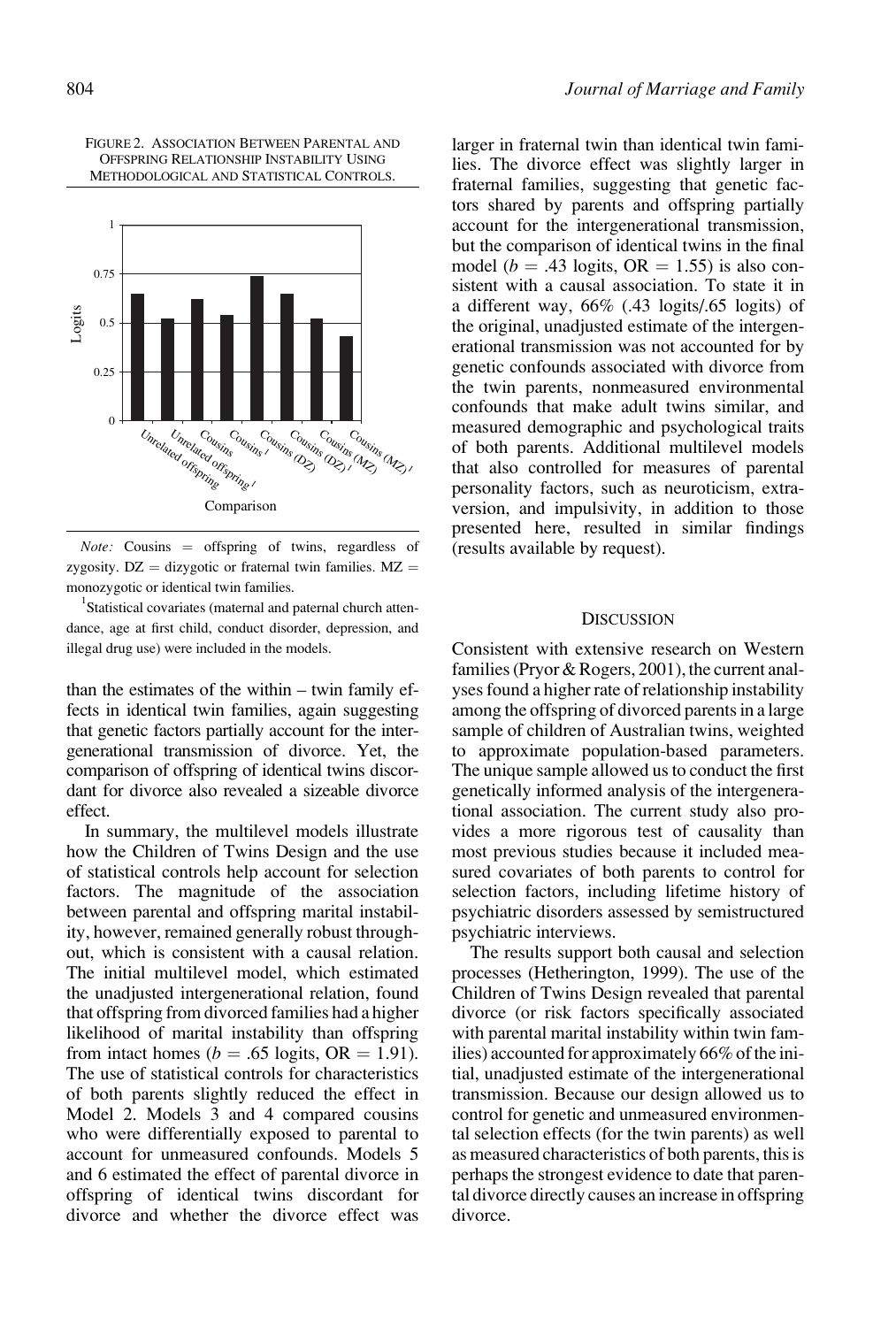FIGURE 2. ASSOCIATION BETWEEN PARENTAL AND OFFSPRING RELATIONSHIP INSTABILITY USING METHODOLOGICAL AND STATISTICAL CONTROLS.

*Note:* Cousins = offspring of twins, regardless of zygosity. DZ = dizygotic or fraternal twin families. MZ = monozygotic or identical twin families.

[1]Statistical covariates (maternal and paternal church attendance, age at first child, conduct disorder, depression, and illegal drug use) were included in the models.

than the estimates of the within – twin family effects in identical twin families, again suggesting that genetic factors partially account for the intergenerational transmission of divorce. Yet, the comparison of offspring of identical twins discordant for divorce also revealed a sizeable divorce effect.

In summary, the multilevel models illustrate how the Children of Twins Design and the use of statistical controls help account for selection factors. The magnitude of the association between parental and offspring marital instability, however, remained generally robust throughout, which is consistent with a causal relation. The initial multilevel model, which estimated the unadjusted intergenerational relation, found that offspring from divorced families had a higher likelihood of marital instability than offspring from intact homes ($b = .65$ logits, OR = 1.91). The use of statistical controls for characteristics of both parents slightly reduced the effect in Model 2. Models 3 and 4 compared cousins who were differentially exposed to parental to account for unmeasured confounds. Models 5 and 6 estimated the effect of parental divorce in offspring of identical twins discordant for divorce and whether the divorce effect was larger in fraternal twin than identical twin families. The divorce effect was slightly larger in fraternal families, suggesting that genetic factors shared by parents and offspring partially account for the intergenerational transmission, but the comparison of identical twins in the final model ($b = .43$ logits, OR = 1.55) is also consistent with a causal association. To state it in a different way, 66% (.43 logits/.65 logits) of the original, unadjusted estimate of the intergenerational transmission was not accounted for by genetic confounds associated with divorce from the twin parents, nonmeasured environmental confounds that make adult twins similar, and measured demographic and psychological traits of both parents. Additional multilevel models that also controlled for measures of parental personality factors, such as neuroticism, extraversion, and impulsivity, in addition to those presented here, resulted in similar findings (results available by request).

## DISCUSSION

Consistent with extensive research on Western families (Pryor & Rogers, 2001), the current analyses found a higher rate of relationship instability among the offspring of divorced parents in a large sample of children of Australian twins, weighted to approximate population-based parameters. The unique sample allowed us to conduct the first genetically informed analysis of the intergenerational association. The current study also provides a more rigorous test of causality than most previous studies because it included measured covariates of both parents to control for selection factors, including lifetime history of psychiatric disorders assessed by semistructured psychiatric interviews.

The results support both causal and selection processes (Hetherington, 1999). The use of the Children of Twins Design revealed that parental divorce (or risk factors specifically associated with parental marital instability within twin families) accounted for approximately 66% of the initial, unadjusted estimate of the intergenerational transmission. Because our design allowed us to control for genetic and unmeasured environmental selection effects (for the twin parents) as well as measured characteristics of both parents, this is perhaps the strongest evidence to date that parental divorce directly causes an increase in offspring divorce.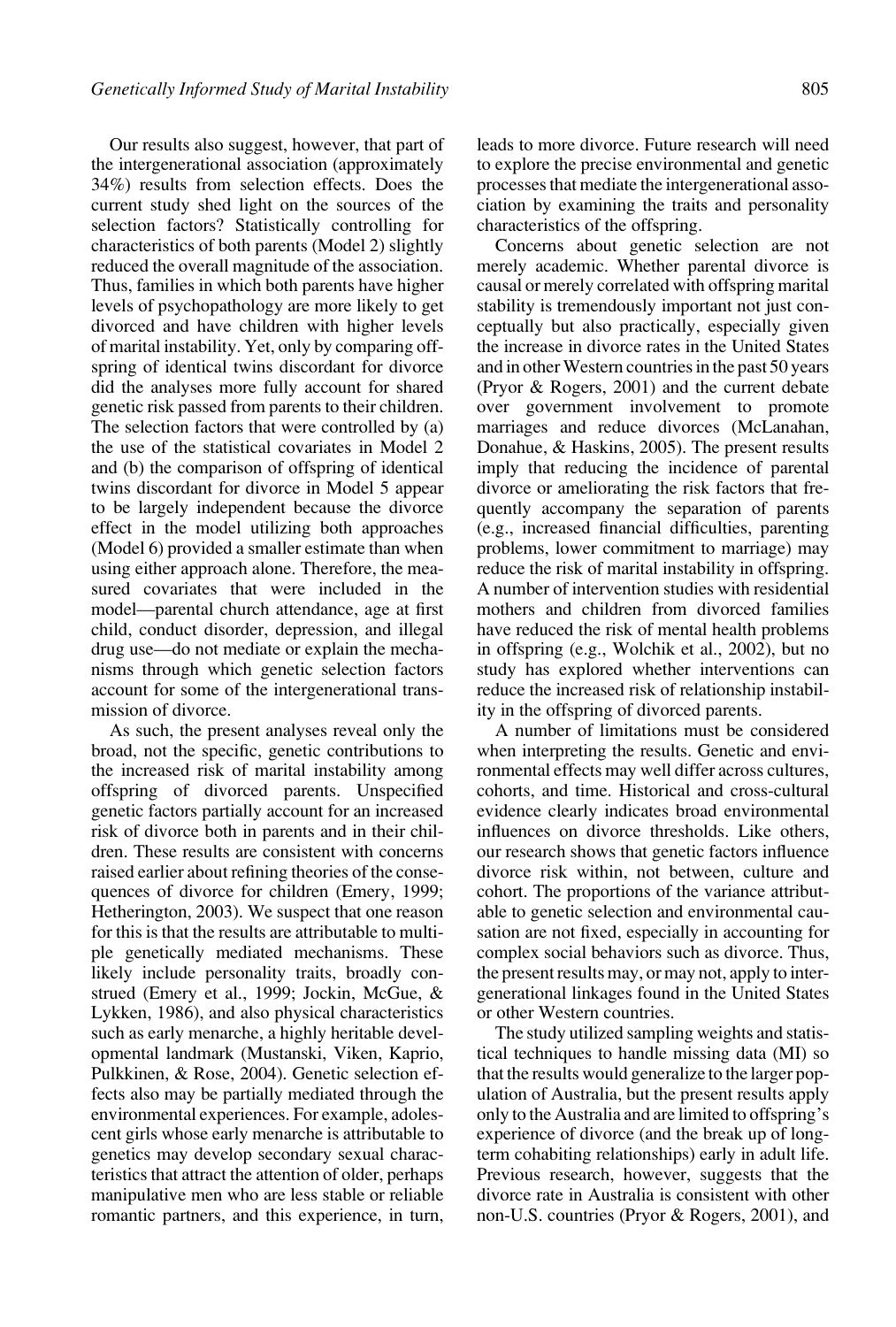Our results also suggest, however, that part of the intergenerational association (approximately 34%) results from selection effects. Does the current study shed light on the sources of the selection factors? Statistically controlling for characteristics of both parents (Model 2) slightly reduced the overall magnitude of the association. Thus, families in which both parents have higher levels of psychopathology are more likely to get divorced and have children with higher levels of marital instability. Yet, only by comparing offspring of identical twins discordant for divorce did the analyses more fully account for shared genetic risk passed from parents to their children. The selection factors that were controlled by (a) the use of the statistical covariates in Model 2 and (b) the comparison of offspring of identical twins discordant for divorce in Model 5 appear to be largely independent because the divorce effect in the model utilizing both approaches (Model 6) provided a smaller estimate than when using either approach alone. Therefore, the measured covariates that were included in the model—parental church attendance, age at first child, conduct disorder, depression, and illegal drug use—do not mediate or explain the mechanisms through which genetic selection factors account for some of the intergenerational transmission of divorce.

As such, the present analyses reveal only the broad, not the specific, genetic contributions to the increased risk of marital instability among offspring of divorced parents. Unspecified genetic factors partially account for an increased risk of divorce both in parents and in their children. These results are consistent with concerns raised earlier about refining theories of the consequences of divorce for children (Emery, 1999; Hetherington, 2003). We suspect that one reason for this is that the results are attributable to multiple genetically mediated mechanisms. These likely include personality traits, broadly construed (Emery et al., 1999; Jockin, McGue, & Lykken, 1986), and also physical characteristics such as early menarche, a highly heritable developmental landmark (Mustanski, Viken, Kaprio, Pulkkinen, & Rose, 2004). Genetic selection effects also may be partially mediated through the environmental experiences. For example, adolescent girls whose early menarche is attributable to genetics may develop secondary sexual characteristics that attract the attention of older, perhaps manipulative men who are less stable or reliable romantic partners, and this experience, in turn, leads to more divorce. Future research will need to explore the precise environmental and genetic processes that mediate the intergenerational association by examining the traits and personality characteristics of the offspring.

Concerns about genetic selection are not merely academic. Whether parental divorce is causal or merely correlated with offspring marital stability is tremendously important not just conceptually but also practically, especially given the increase in divorce rates in the United States and in other Western countries in the past 50 years (Pryor & Rogers, 2001) and the current debate over government involvement to promote marriages and reduce divorces (McLanahan, Donahue, & Haskins, 2005). The present results imply that reducing the incidence of parental divorce or ameliorating the risk factors that frequently accompany the separation of parents (e.g., increased financial difficulties, parenting problems, lower commitment to marriage) may reduce the risk of marital instability in offspring. A number of intervention studies with residential mothers and children from divorced families have reduced the risk of mental health problems in offspring (e.g., Wolchik et al., 2002), but no study has explored whether interventions can reduce the increased risk of relationship instability in the offspring of divorced parents.

A number of limitations must be considered when interpreting the results. Genetic and environmental effects may well differ across cultures, cohorts, and time. Historical and cross-cultural evidence clearly indicates broad environmental influences on divorce thresholds. Like others, our research shows that genetic factors influence divorce risk within, not between, culture and cohort. The proportions of the variance attributable to genetic selection and environmental causation are not fixed, especially in accounting for complex social behaviors such as divorce. Thus, the present results may, or may not, apply to intergenerational linkages found in the United States or other Western countries.

The study utilized sampling weights and statistical techniques to handle missing data (MI) so that the results would generalize to the larger population of Australia, but the present results apply only to the Australia and are limited to offspring's experience of divorce (and the break up of long-term cohabiting relationships) early in adult life. Previous research, however, suggests that the divorce rate in Australia is consistent with other non-U.S. countries (Pryor & Rogers, 2001), and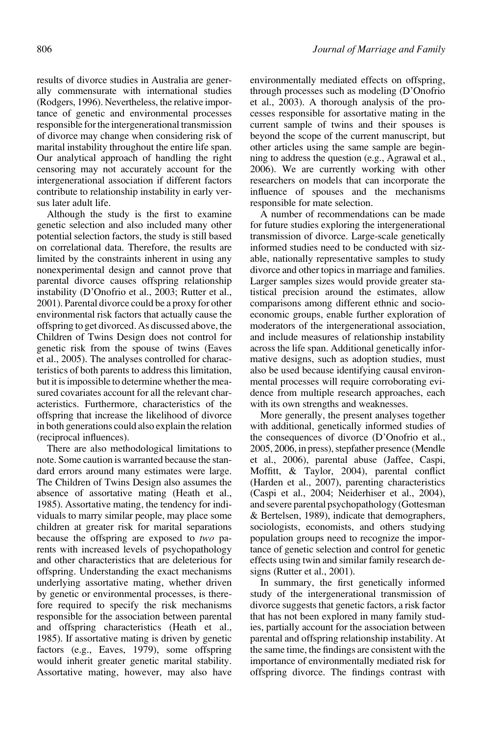results of divorce studies in Australia are generally commensurate with international studies (Rodgers, 1996). Nevertheless, the relative importance of genetic and environmental processes responsible for the intergenerational transmission of divorce may change when considering risk of marital instability throughout the entire life span. Our analytical approach of handling the right censoring may not accurately account for the intergenerational association if different factors contribute to relationship instability in early versus later adult life.

Although the study is the first to examine genetic selection and also included many other potential selection factors, the study is still based on correlational data. Therefore, the results are limited by the constraints inherent in using any nonexperimental design and cannot prove that parental divorce causes offspring relationship instability (D'Onofrio et al., 2003; Rutter et al., 2001). Parental divorce could be a proxy for other environmental risk factors that actually cause the offspring to get divorced. As discussed above, the Children of Twins Design does not control for genetic risk from the spouse of twins (Eaves et al., 2005). The analyses controlled for characteristics of both parents to address this limitation, but it is impossible to determine whether the measured covariates account for all the relevant characteristics. Furthermore, characteristics of the offspring that increase the likelihood of divorce in both generations could also explain the relation (reciprocal influences).

There are also methodological limitations to note. Some caution is warranted because the standard errors around many estimates were large. The Children of Twins Design also assumes the absence of assortative mating (Heath et al., 1985). Assortative mating, the tendency for individuals to marry similar people, may place some children at greater risk for marital separations because the offspring are exposed to *two* parents with increased levels of psychopathology and other characteristics that are deleterious for offspring. Understanding the exact mechanisms underlying assortative mating, whether driven by genetic or environmental processes, is therefore required to specify the risk mechanisms responsible for the association between parental and offspring characteristics (Heath et al., 1985). If assortative mating is driven by genetic factors (e.g., Eaves, 1979), some offspring would inherit greater genetic marital stability. Assortative mating, however, may also have environmentally mediated effects on offspring, through processes such as modeling (D'Onofrio et al., 2003). A thorough analysis of the processes responsible for assortative mating in the current sample of twins and their spouses is beyond the scope of the current manuscript, but other articles using the same sample are beginning to address the question (e.g., Agrawal et al., 2006). We are currently working with other researchers on models that can incorporate the influence of spouses and the mechanisms responsible for mate selection.

A number of recommendations can be made for future studies exploring the intergenerational transmission of divorce. Large-scale genetically informed studies need to be conducted with sizable, nationally representative samples to study divorce and other topics in marriage and families. Larger samples sizes would provide greater statistical precision around the estimates, allow comparisons among different ethnic and socioeconomic groups, enable further exploration of moderators of the intergenerational association, and include measures of relationship instability across the life span. Additional genetically informative designs, such as adoption studies, must also be used because identifying causal environmental processes will require corroborating evidence from multiple research approaches, each with its own strengths and weaknesses.

More generally, the present analyses together with additional, genetically informed studies of the consequences of divorce (D'Onofrio et al., 2005, 2006, in press), stepfather presence (Mendle et al., 2006), parental abuse (Jaffee, Caspi, Moffitt, & Taylor, 2004), parental conflict (Harden et al., 2007), parenting characteristics (Caspi et al., 2004; Neiderhiser et al., 2004), and severe parental psychopathology (Gottesman & Bertelsen, 1989), indicate that demographers, sociologists, economists, and others studying population groups need to recognize the importance of genetic selection and control for genetic effects using twin and similar family research designs (Rutter et al., 2001).

In summary, the first genetically informed study of the intergenerational transmission of divorce suggests that genetic factors, a risk factor that has not been explored in many family studies, partially account for the association between parental and offspring relationship instability. At the same time, the findings are consistent with the importance of environmentally mediated risk for offspring divorce. The findings contrast with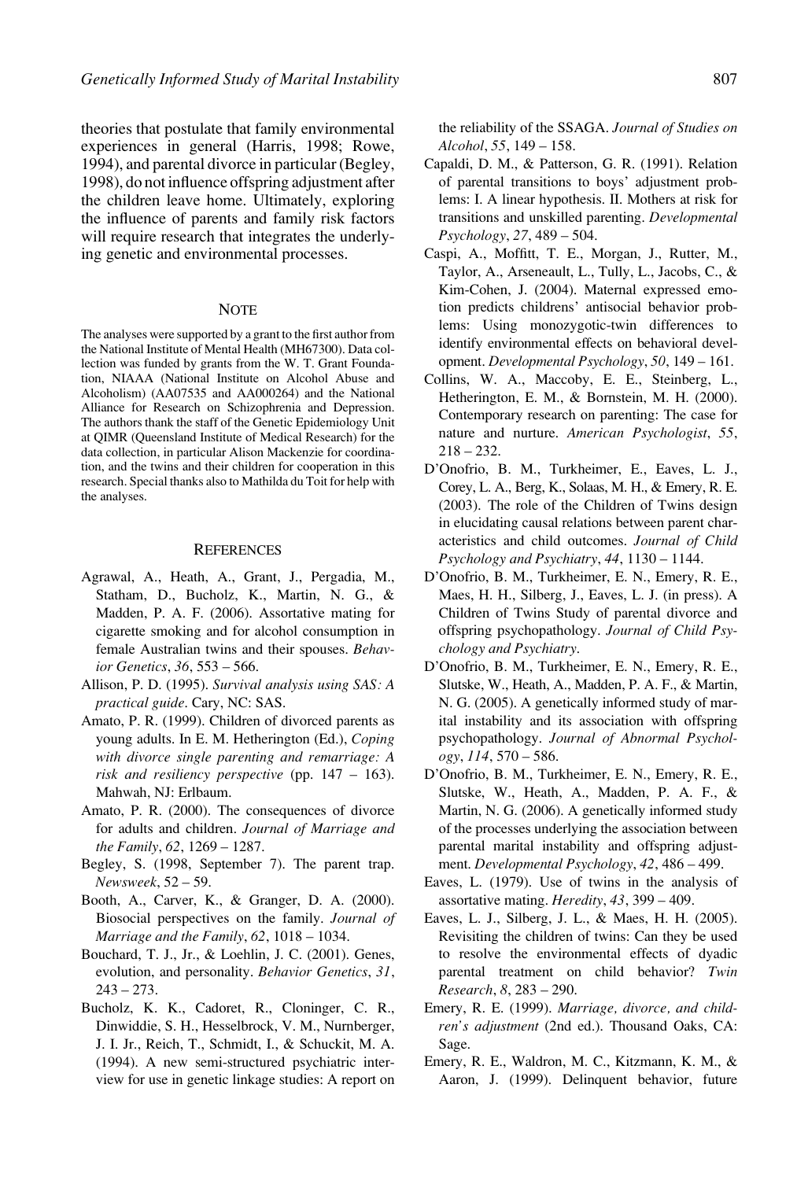theories that postulate that family environmental experiences in general (Harris, 1998; Rowe, 1994), and parental divorce in particular (Begley, 1998), do not influence offspring adjustment after the children leave home. Ultimately, exploring the influence of parents and family risk factors will require research that integrates the underlying genetic and environmental processes.

## NOTE

The analyses were supported by a grant to the first author from the National Institute of Mental Health (MH67300). Data collection was funded by grants from the W. T. Grant Foundation, NIAAA (National Institute on Alcohol Abuse and Alcoholism) (AA07535 and AA000264) and the National Alliance for Research on Schizophrenia and Depression. The authors thank the staff of the Genetic Epidemiology Unit at QIMR (Queensland Institute of Medical Research) for the data collection, in particular Alison Mackenzie for coordination, and the twins and their children for cooperation in this research. Special thanks also to Mathilda du Toit for help with the analyses.

## REFERENCES

Agrawal, A., Heath, A., Grant, J., Pergadia, M., Statham, D., Bucholz, K., Martin, N. G., & Madden, P. A. F. (2006). Assortative mating for cigarette smoking and for alcohol consumption in female Australian twins and their spouses. *Behavior Genetics*, *36*, 553 – 566.

Allison, P. D. (1995). *Survival analysis using SAS: A practical guide*. Cary, NC: SAS.

Amato, P. R. (1999). Children of divorced parents as young adults. In E. M. Hetherington (Ed.), *Coping with divorce single parenting and remarriage: A risk and resiliency perspective* (pp. 147 – 163). Mahwah, NJ: Erlbaum.

Amato, P. R. (2000). The consequences of divorce for adults and children. *Journal of Marriage and the Family*, *62*, 1269 – 1287.

Begley, S. (1998, September 7). The parent trap. *Newsweek*, 52 – 59.

Booth, A., Carver, K., & Granger, D. A. (2000). Biosocial perspectives on the family. *Journal of Marriage and the Family*, *62*, 1018 – 1034.

Bouchard, T. J., Jr., & Loehlin, J. C. (2001). Genes, evolution, and personality. *Behavior Genetics*, *31*, 243 – 273.

Bucholz, K. K., Cadoret, R., Cloninger, C. R., Dinwiddie, S. H., Hesselbrock, V. M., Nurnberger, J. I. Jr., Reich, T., Schmidt, I., & Schuckit, M. A. (1994). A new semi-structured psychiatric interview for use in genetic linkage studies: A report on the reliability of the SSAGA. *Journal of Studies on Alcohol*, *55*, 149 – 158.

Capaldi, D. M., & Patterson, G. R. (1991). Relation of parental transitions to boys' adjustment problems: I. A linear hypothesis. II. Mothers at risk for transitions and unskilled parenting. *Developmental Psychology*, *27*, 489 – 504.

Caspi, A., Moffitt, T. E., Morgan, J., Rutter, M., Taylor, A., Arseneault, L., Tully, L., Jacobs, C., & Kim-Cohen, J. (2004). Maternal expressed emotion predicts childrens' antisocial behavior problems: Using monozygotic-twin differences to identify environmental effects on behavioral development. *Developmental Psychology*, *50*, 149 – 161.

Collins, W. A., Maccoby, E. E., Steinberg, L., Hetherington, E. M., & Bornstein, M. H. (2000). Contemporary research on parenting: The case for nature and nurture. *American Psychologist*, *55*, 218 – 232.

D'Onofrio, B. M., Turkheimer, E., Eaves, L. J., Corey, L. A., Berg, K., Solaas, M. H., & Emery, R. E. (2003). The role of the Children of Twins design in elucidating causal relations between parent characteristics and child outcomes. *Journal of Child Psychology and Psychiatry*, *44*, 1130 – 1144.

D'Onofrio, B. M., Turkheimer, E. N., Emery, R. E., Maes, H. H., Silberg, J., Eaves, L. J. (in press). A Children of Twins Study of parental divorce and offspring psychopathology. *Journal of Child Psychology and Psychiatry*.

D'Onofrio, B. M., Turkheimer, E. N., Emery, R. E., Slutske, W., Heath, A., Madden, P. A. F., & Martin, N. G. (2005). A genetically informed study of marital instability and its association with offspring psychopathology. *Journal of Abnormal Psychology*, *114*, 570 – 586.

D'Onofrio, B. M., Turkheimer, E. N., Emery, R. E., Slutske, W., Heath, A., Madden, P. A. F., & Martin, N. G. (2006). A genetically informed study of the processes underlying the association between parental marital instability and offspring adjustment. *Developmental Psychology*, *42*, 486 – 499.

Eaves, L. (1979). Use of twins in the analysis of assortative mating. *Heredity*, *43*, 399 – 409.

Eaves, L. J., Silberg, J. L., & Maes, H. H. (2005). Revisiting the children of twins: Can they be used to resolve the environmental effects of dyadic parental treatment on child behavior? *Twin Research*, *8*, 283 – 290.

Emery, R. E. (1999). *Marriage, divorce, and children's adjustment* (2nd ed.). Thousand Oaks, CA: Sage.

Emery, R. E., Waldron, M. C., Kitzmann, K. M., & Aaron, J. (1999). Delinquent behavior, future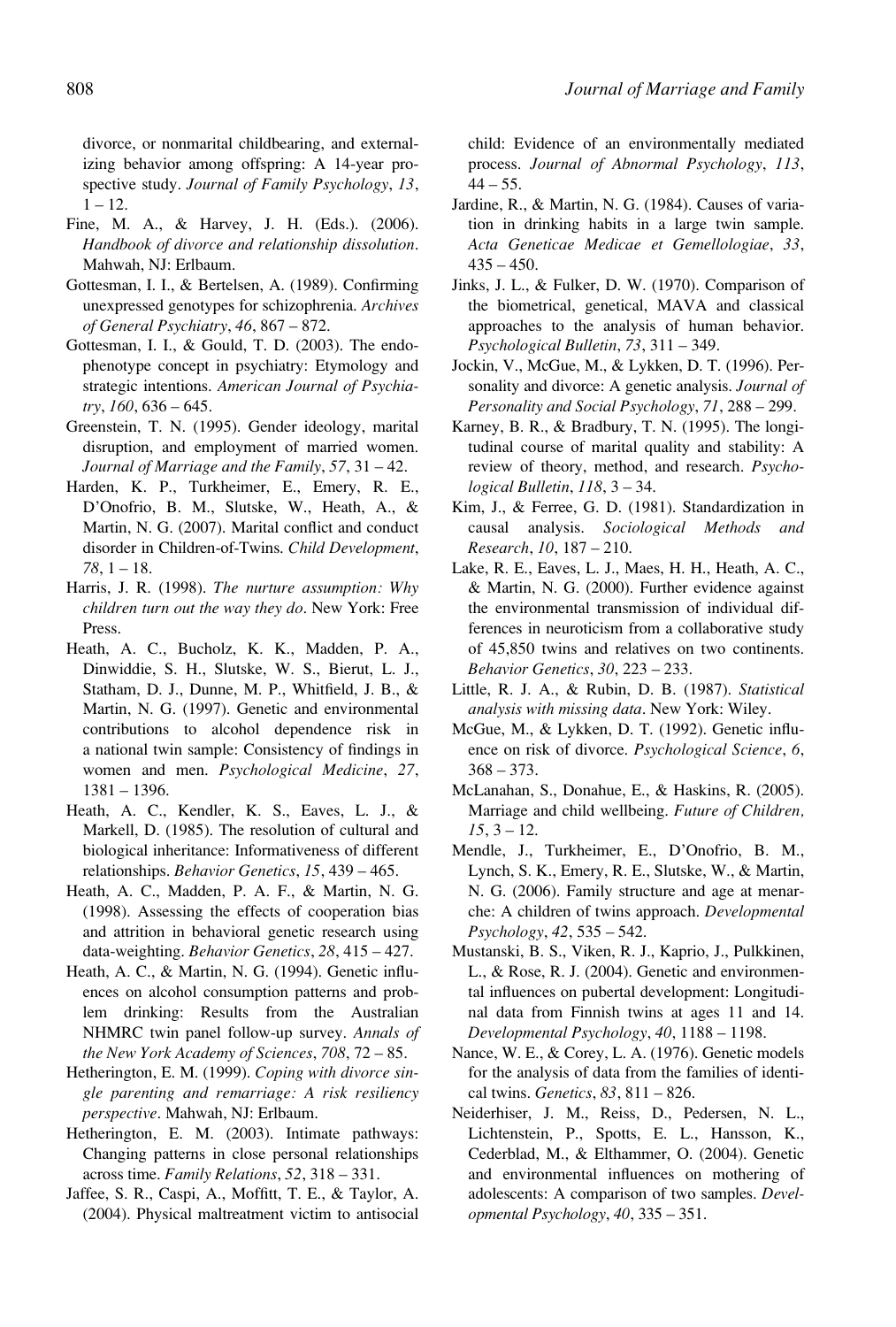divorce, or nonmarital childbearing, and externalizing behavior among offspring: A 14-year prospective study. *Journal of Family Psychology*, *13*, 1 – 12.

Fine, M. A., & Harvey, J. H. (Eds.). (2006). *Handbook of divorce and relationship dissolution*. Mahwah, NJ: Erlbaum.

Gottesman, I. I., & Bertelsen, A. (1989). Confirming unexpressed genotypes for schizophrenia. *Archives of General Psychiatry*, *46*, 867 – 872.

Gottesman, I. I., & Gould, T. D. (2003). The endophenotype concept in psychiatry: Etymology and strategic intentions. *American Journal of Psychiatry*, *160*, 636 – 645.

Greenstein, T. N. (1995). Gender ideology, marital disruption, and employment of married women. *Journal of Marriage and the Family*, *57*, 31 – 42.

Harden, K. P., Turkheimer, E., Emery, R. E., D'Onofrio, B. M., Slutske, W., Heath, A., & Martin, N. G. (2007). Marital conflict and conduct disorder in Children-of-Twins. *Child Development*, *78*, 1 – 18.

Harris, J. R. (1998). *The nurture assumption: Why children turn out the way they do*. New York: Free Press.

Heath, A. C., Bucholz, K. K., Madden, P. A., Dinwiddie, S. H., Slutske, W. S., Bierut, L. J., Statham, D. J., Dunne, M. P., Whitfield, J. B., & Martin, N. G. (1997). Genetic and environmental contributions to alcohol dependence risk in a national twin sample: Consistency of findings in women and men. *Psychological Medicine*, *27*, 1381 – 1396.

Heath, A. C., Kendler, K. S., Eaves, L. J., & Markell, D. (1985). The resolution of cultural and biological inheritance: Informativeness of different relationships. *Behavior Genetics*, *15*, 439 – 465.

Heath, A. C., Madden, P. A. F., & Martin, N. G. (1998). Assessing the effects of cooperation bias and attrition in behavioral genetic research using data-weighting. *Behavior Genetics*, *28*, 415 – 427.

Heath, A. C., & Martin, N. G. (1994). Genetic influences on alcohol consumption patterns and problem drinking: Results from the Australian NHMRC twin panel follow-up survey. *Annals of the New York Academy of Sciences*, *708*, 72 – 85.

Hetherington, E. M. (1999). *Coping with divorce single parenting and remarriage: A risk resiliency perspective*. Mahwah, NJ: Erlbaum.

Hetherington, E. M. (2003). Intimate pathways: Changing patterns in close personal relationships across time. *Family Relations*, *52*, 318 – 331.

Jaffee, S. R., Caspi, A., Moffitt, T. E., & Taylor, A. (2004). Physical maltreatment victim to antisocial child: Evidence of an environmentally mediated process. *Journal of Abnormal Psychology*, *113*, 44 – 55.

Jardine, R., & Martin, N. G. (1984). Causes of variation in drinking habits in a large twin sample. *Acta Geneticae Medicae et Gemellologiae*, *33*, 435 – 450.

Jinks, J. L., & Fulker, D. W. (1970). Comparison of the biometrical, genetical, MAVA and classical approaches to the analysis of human behavior. *Psychological Bulletin*, *73*, 311 – 349.

Jockin, V., McGue, M., & Lykken, D. T. (1996). Personality and divorce: A genetic analysis. *Journal of Personality and Social Psychology*, *71*, 288 – 299.

Karney, B. R., & Bradbury, T. N. (1995). The longitudinal course of marital quality and stability: A review of theory, method, and research. *Psychological Bulletin*, *118*, 3 – 34.

Kim, J., & Ferree, G. D. (1981). Standardization in causal analysis. *Sociological Methods and Research*, *10*, 187 – 210.

Lake, R. E., Eaves, L. J., Maes, H. H., Heath, A. C., & Martin, N. G. (2000). Further evidence against the environmental transmission of individual differences in neuroticism from a collaborative study of 45,850 twins and relatives on two continents. *Behavior Genetics*, *30*, 223 – 233.

Little, R. J. A., & Rubin, D. B. (1987). *Statistical analysis with missing data*. New York: Wiley.

McGue, M., & Lykken, D. T. (1992). Genetic influence on risk of divorce. *Psychological Science*, *6*, 368 – 373.

McLanahan, S., Donahue, E., & Haskins, R. (2005). Marriage and child wellbeing. *Future of Children, 15*, 3 – 12.

Mendle, J., Turkheimer, E., D'Onofrio, B. M., Lynch, S. K., Emery, R. E., Slutske, W., & Martin, N. G. (2006). Family structure and age at menarche: A children of twins approach. *Developmental Psychology*, *42*, 535 – 542.

Mustanski, B. S., Viken, R. J., Kaprio, J., Pulkkinen, L., & Rose, R. J. (2004). Genetic and environmental influences on pubertal development: Longitudinal data from Finnish twins at ages 11 and 14. *Developmental Psychology*, *40*, 1188 – 1198.

Nance, W. E., & Corey, L. A. (1976). Genetic models for the analysis of data from the families of identical twins. *Genetics*, *83*, 811 – 826.

Neiderhiser, J. M., Reiss, D., Pedersen, N. L., Lichtenstein, P., Spotts, E. L., Hansson, K., Cederblad, M., & Elthammer, O. (2004). Genetic and environmental influences on mothering of adolescents: A comparison of two samples. *Developmental Psychology*, *40*, 335 – 351.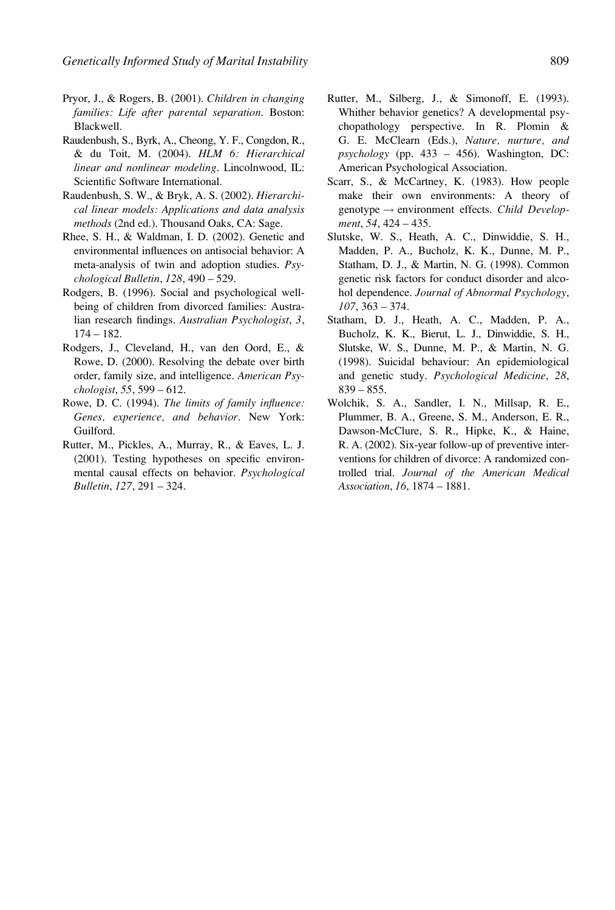Pryor, J., & Rogers, B. (2001). *Children in changing families: Life after parental separation*. Boston: Blackwell.

Raudenbush, S., Byrk, A., Cheong, Y. F., Congdon, R., & du Toit, M. (2004). *HLM 6: Hierarchical linear and nonlinear modeling*. Lincolnwood, IL: Scientific Software International.

Raudenbush, S. W., & Bryk, A. S. (2002). *Hierarchical linear models: Applications and data analysis methods* (2nd ed.). Thousand Oaks, CA: Sage.

Rhee, S. H., & Waldman, I. D. (2002). Genetic and environmental influences on antisocial behavior: A meta-analysis of twin and adoption studies. *Psychological Bulletin*, *128*, 490 – 529.

Rodgers, B. (1996). Social and psychological wellbeing of children from divorced families: Australian research findings. *Australian Psychologist*, *3*, 174 – 182.

Rodgers, J., Cleveland, H., van den Oord, E., & Rowe, D. (2000). Resolving the debate over birth order, family size, and intelligence. *American Psychologist*, *55*, 599 – 612.

Rowe, D. C. (1994). *The limits of family influence: Genes, experience, and behavior*. New York: Guilford.

Rutter, M., Pickles, A., Murray, R., & Eaves, L. J. (2001). Testing hypotheses on specific environmental causal effects on behavior. *Psychological Bulletin*, *127*, 291 – 324.

Rutter, M., Silberg, J., & Simonoff, E. (1993). Whither behavior genetics? A developmental psychopathology perspective. In R. Plomin & G. E. McClearn (Eds.), *Nature, nurture, and psychology* (pp. 433 – 456). Washington, DC: American Psychological Association.

Scarr, S., & McCartney, K. (1983). How people make their own environments: A theory of genotype → environment effects. *Child Development*, *54*, 424 – 435.

Slutske, W. S., Heath, A. C., Dinwiddie, S. H., Madden, P. A., Bucholz, K. K., Dunne, M. P., Statham, D. J., & Martin, N. G. (1998). Common genetic risk factors for conduct disorder and alcohol dependence. *Journal of Abnormal Psychology*, *107*, 363 – 374.

Statham, D. J., Heath, A. C., Madden, P. A., Bucholz, K. K., Bierut, L. J., Dinwiddie, S. H., Slutske, W. S., Dunne, M. P., & Martin, N. G. (1998). Suicidal behaviour: An epidemiological and genetic study. *Psychological Medicine*, *28*, 839 – 855.

Wolchik, S. A., Sandler, I. N., Millsap, R. E., Plummer, B. A., Greene, S. M., Anderson, E. R., Dawson-McClure, S. R., Hipke, K., & Haine, R. A. (2002). Six-year follow-up of preventive interventions for children of divorce: A randomized controlled trial. *Journal of the American Medical Association*, *16*, 1874 – 1881.